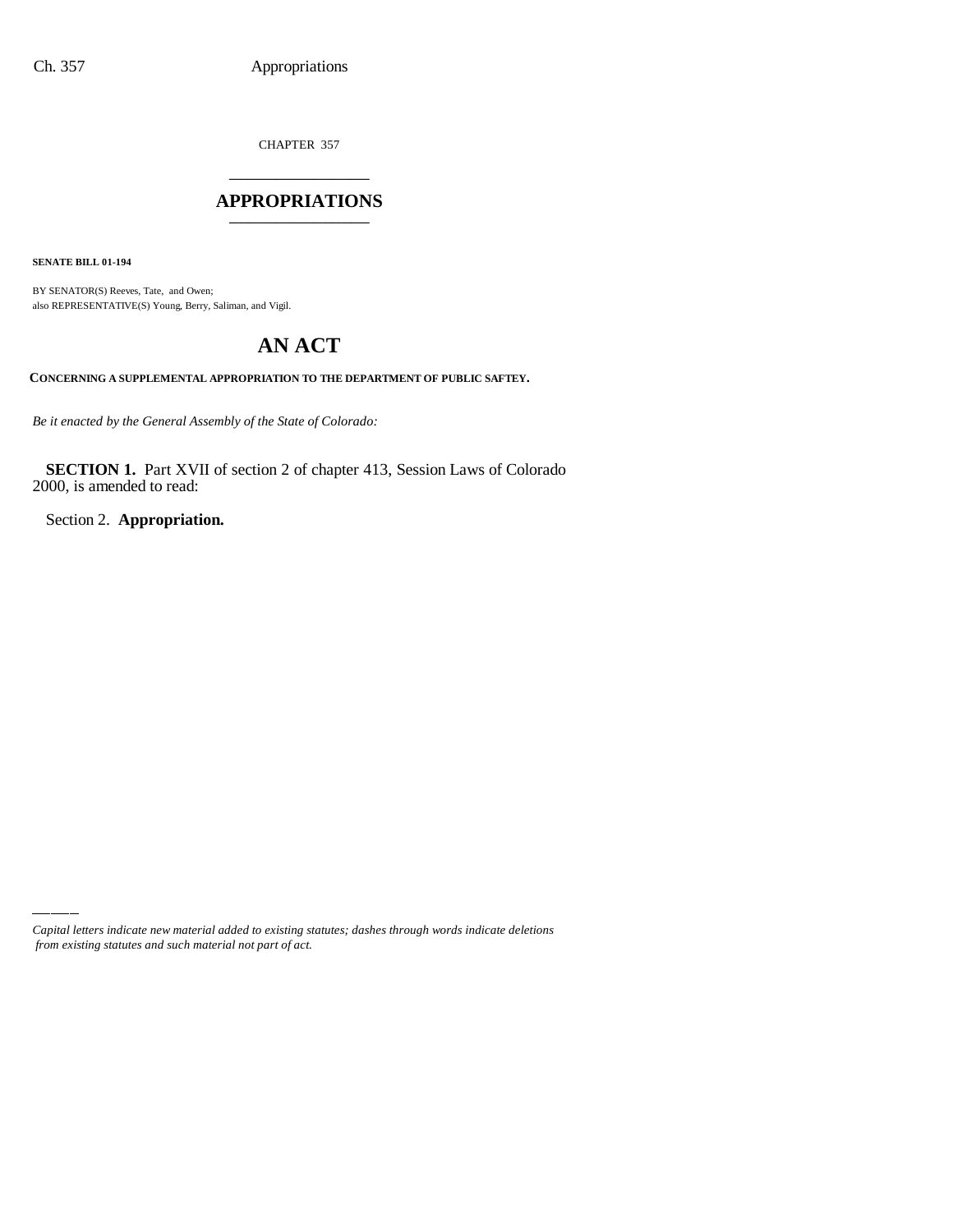CHAPTER 357

# APPROPRIATIONS

**SENATE BILL 01-194**

BY SENATOR(S) Reeves, Tate, and Owen;
also REPRESENTATIVE(S) Young, Berry, Saliman, and Vigil.

# AN ACT

**CONCERNING A SUPPLEMENTAL APPROPRIATION TO THE DEPARTMENT OF PUBLIC SAFTEY.**

*Be it enacted by the General Assembly of the State of Colorado:*

**SECTION 1.** Part XVII of section 2 of chapter 413, Session Laws of Colorado 2000, is amended to read:

Section 2. **Appropriation.**

---

*Capital letters indicate new material added to existing statutes; dashes through words indicate deletions from existing statutes and such material not part of act.*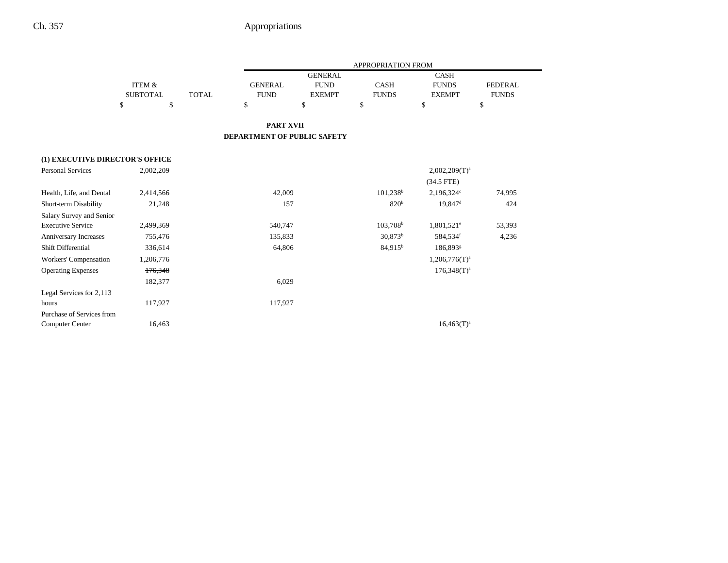| | ITEM & SUBTOTAL | TOTAL | GENERAL FUND | GENERAL FUND EXEMPT | CASH FUNDS | CASH FUNDS EXEMPT | FEDERAL FUNDS |
|---|---|---|---|---|---|---|---|
| | | | APPROPRIATION FROM | | | | |
| | $ | $ | $ | $ | $ | $ | $ |

**PART XVII**
**DEPARTMENT OF PUBLIC SAFETY**

| | ITEM & SUBTOTAL | TOTAL | GENERAL FUND | GENERAL FUND EXEMPT | CASH FUNDS | CASH FUNDS EXEMPT | FEDERAL FUNDS |
|---|---|---|---|---|---|---|---|
| **(1) EXECUTIVE DIRECTOR'S OFFICE** | | | | | | | |
| Personal Services | 2,002,209 | | | | | 2,002,209(T)[a] | |
| | | | | | | (34.5 FTE) | |
| Health, Life, and Dental | 2,414,566 | | 42,009 | | 101,238[b] | 2,196,324[c] | 74,995 |
| Short-term Disability | 21,248 | | 157 | | 820[b] | 19,847[d] | 424 |
| Salary Survey and Senior Executive Service | 2,499,369 | | 540,747 | | 103,708[b] | 1,801,521[e] | 53,393 |
| Anniversary Increases | 755,476 | | 135,833 | | 30,873[b] | 584,534[f] | 4,236 |
| Shift Differential | 336,614 | | 64,806 | | 84,915[b] | 186,893[g] | |
| Workers' Compensation | 1,206,776 | | | | | 1,206,776(T)[a] | |
| Operating Expenses | ~~176,348~~ | | | | | 176,348(T)[a] | |
| | 182,377 | | 6,029 | | | | |
| Legal Services for 2,113 hours | 117,927 | | 117,927 | | | | |
| Purchase of Services from Computer Center | 16,463 | | | | | 16,463(T)[a] | |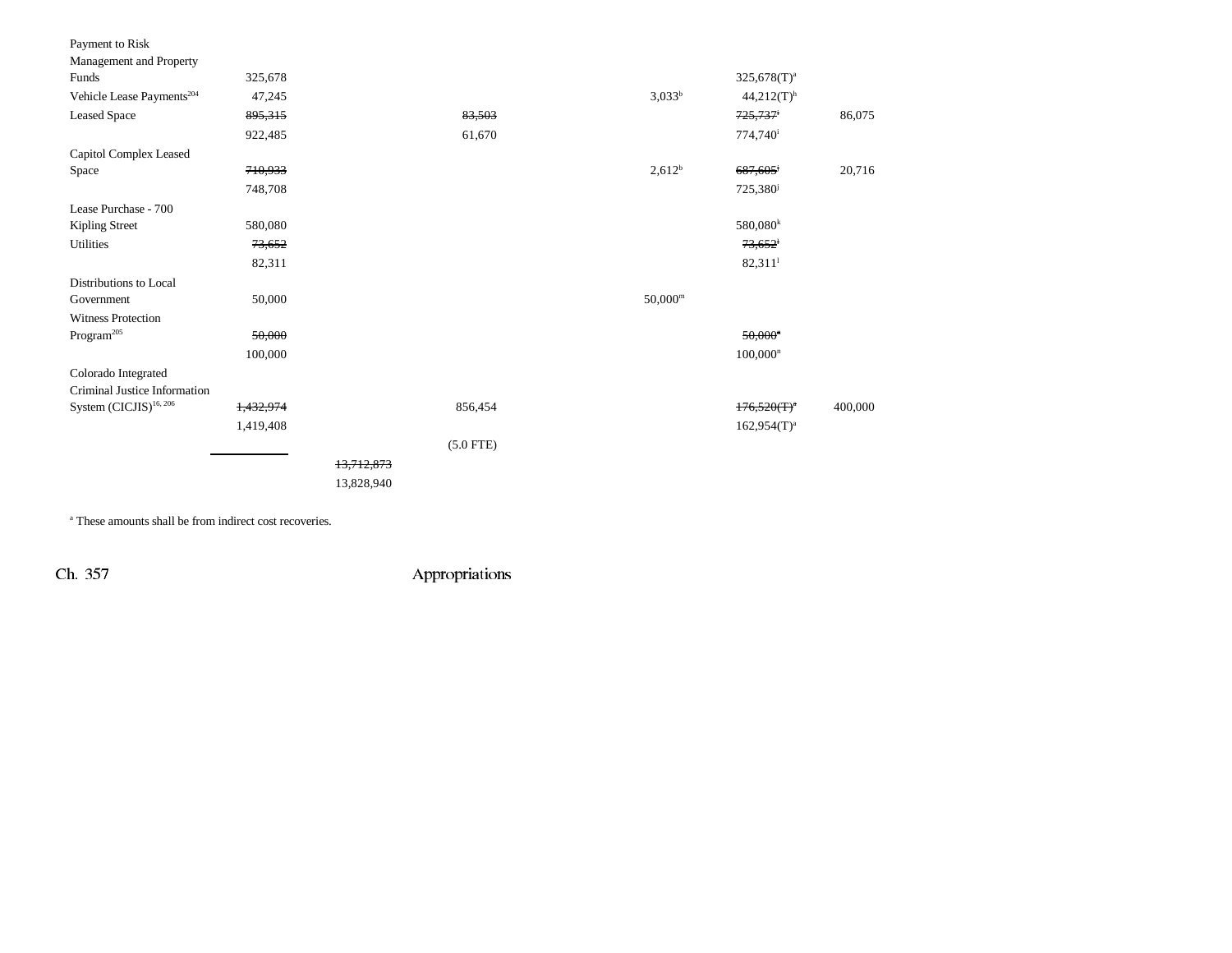| | | | | | | | |
|---|---|---|---|---|---|---|---|
| Payment to Risk Management and Property Funds | 325,678 | | | | | 325,678(T)[a] | |
| Vehicle Lease Payments[204] | 47,245 | | | | 3,033[b] | 44,212(T)[h] | |
| Leased Space | ~~895,315~~ | | ~~83,503~~ | | | ~~725,737[i]~~ | 86,075 |
| | 922,485 | | 61,670 | | | 774,740[i] | |
| Capitol Complex Leased Space | ~~710,933~~ | | | | 2,612[b] | ~~687,605[j]~~ | 20,716 |
| | 748,708 | | | | | 725,380[j] | |
| Lease Purchase - 700 Kipling Street | 580,080 | | | | | 580,080[k] | |
| Utilities | ~~73,652~~ | | | | | ~~73,652[l]~~ | |
| | 82,311 | | | | | 82,311[l] | |
| Distributions to Local Government | 50,000 | | | | 50,000[m] | | |
| Witness Protection Program[205] | ~~50,000~~ | | | | | ~~50,000[n]~~ | |
| | 100,000 | | | | | 100,000[n] | |
| Colorado Integrated Criminal Justice Information System (CICJIS)[16, 206] | ~~1,432,974~~ | | 856,454 | | | ~~176,520(T)[a]~~ | 400,000 |
| | 1,419,408 | | | | | 162,954(T)[a] | |
| | | | (5.0 FTE) | | | | |
| | | ~~13,712,873~~ | | | | | |
| | | 13,828,940 | | | | | |

[a] These amounts shall be from indirect cost recoveries.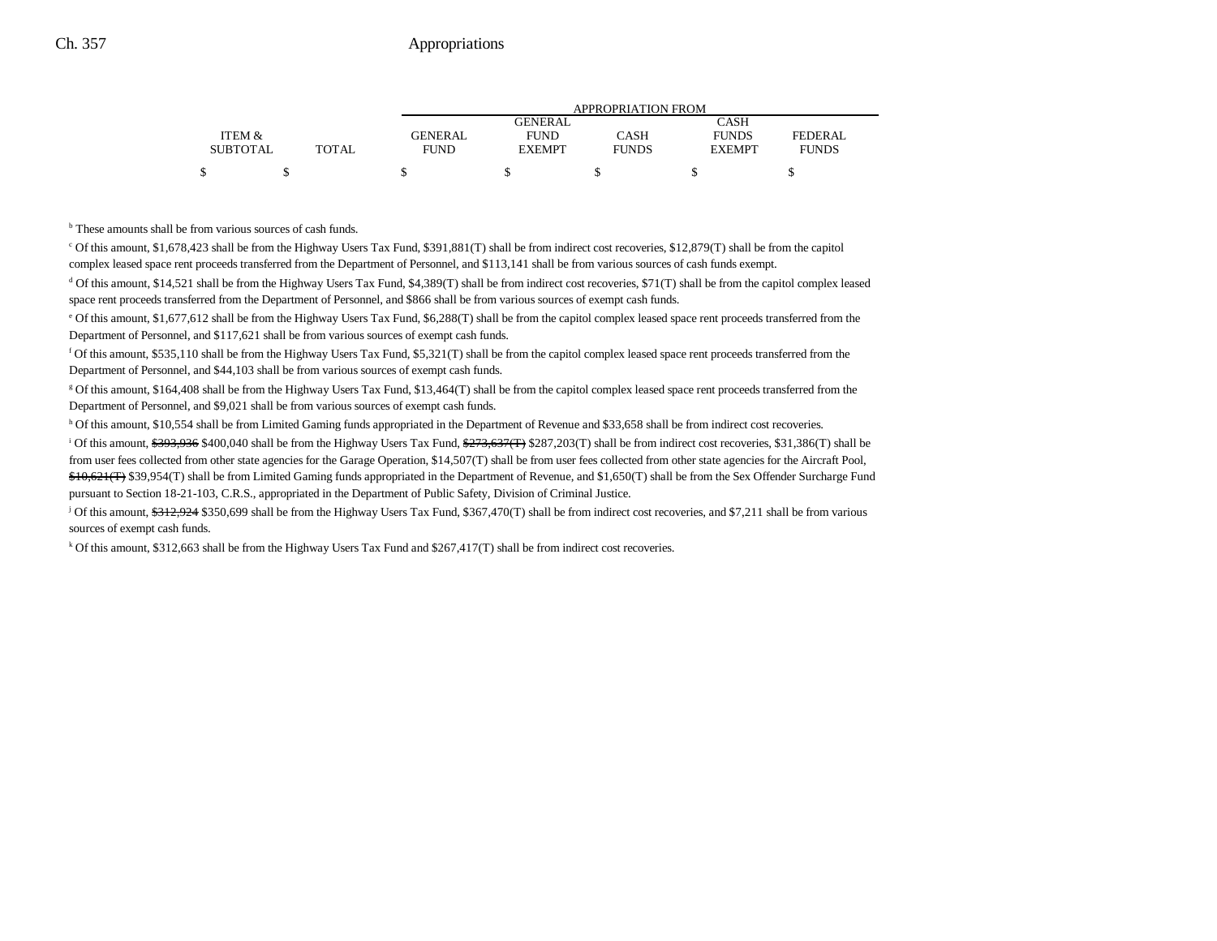| ITEM & SUBTOTAL | TOTAL | APPROPRIATION FROM GENERAL FUND | GENERAL FUND EXEMPT | CASH FUNDS | CASH FUNDS EXEMPT | FEDERAL FUNDS |
|---|---|---|---|---|---|---|
| $ | $ | $ | $ | $ | $ | $ |

[b] These amounts shall be from various sources of cash funds.

[c] Of this amount, $1,678,423 shall be from the Highway Users Tax Fund, $391,881(T) shall be from indirect cost recoveries, $12,879(T) shall be from the capitol complex leased space rent proceeds transferred from the Department of Personnel, and $113,141 shall be from various sources of cash funds exempt.

[d] Of this amount, $14,521 shall be from the Highway Users Tax Fund, $4,389(T) shall be from indirect cost recoveries, $71(T) shall be from the capitol complex leased space rent proceeds transferred from the Department of Personnel, and $866 shall be from various sources of exempt cash funds.

[e] Of this amount, $1,677,612 shall be from the Highway Users Tax Fund, $6,288(T) shall be from the capitol complex leased space rent proceeds transferred from the Department of Personnel, and $117,621 shall be from various sources of exempt cash funds.

[f] Of this amount, $535,110 shall be from the Highway Users Tax Fund, $5,321(T) shall be from the capitol complex leased space rent proceeds transferred from the Department of Personnel, and $44,103 shall be from various sources of exempt cash funds.

[g] Of this amount, $164,408 shall be from the Highway Users Tax Fund, $13,464(T) shall be from the capitol complex leased space rent proceeds transferred from the Department of Personnel, and $9,021 shall be from various sources of exempt cash funds.

[h] Of this amount, $10,554 shall be from Limited Gaming funds appropriated in the Department of Revenue and $33,658 shall be from indirect cost recoveries.

[i] Of this amount, ~~$393,936~~ $400,040 shall be from the Highway Users Tax Fund, ~~$273,637(T)~~ $287,203(T) shall be from indirect cost recoveries, $31,386(T) shall be from user fees collected from other state agencies for the Garage Operation, $14,507(T) shall be from user fees collected from other state agencies for the Aircraft Pool, ~~$10,621(T)~~ $39,954(T) shall be from Limited Gaming funds appropriated in the Department of Revenue, and $1,650(T) shall be from the Sex Offender Surcharge Fund pursuant to Section 18-21-103, C.R.S., appropriated in the Department of Public Safety, Division of Criminal Justice.

[j] Of this amount, ~~$312,924~~ $350,699 shall be from the Highway Users Tax Fund, $367,470(T) shall be from indirect cost recoveries, and $7,211 shall be from various sources of exempt cash funds.

[k] Of this amount, $312,663 shall be from the Highway Users Tax Fund and $267,417(T) shall be from indirect cost recoveries.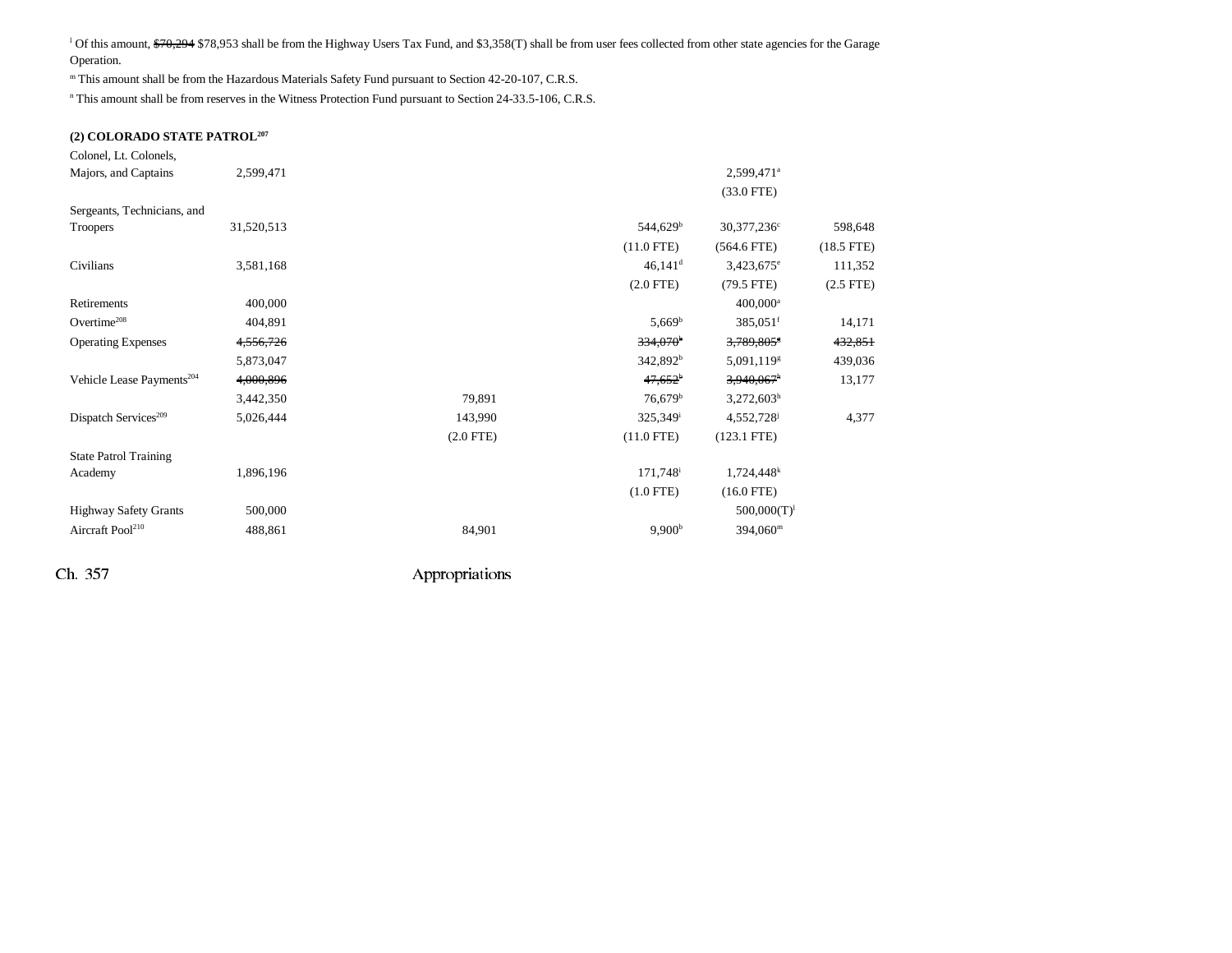[l] Of this amount, ~~$70,294~~ $78,953 shall be from the Highway Users Tax Fund, and $3,358(T) shall be from user fees collected from other state agencies for the Garage Operation.

[m] This amount shall be from the Hazardous Materials Safety Fund pursuant to Section 42-20-107, C.R.S.

[n] This amount shall be from reserves in the Witness Protection Fund pursuant to Section 24-33.5-106, C.R.S.

**(2) COLORADO STATE PATROL[207]**

| | | | | | | |
|---|---|---|---|---|---|---|
| Colonel, Lt. Colonels, Majors, and Captains | 2,599,471 | | | | 2,599,471[a] | |
| | | | | | (33.0 FTE) | |
| Sergeants, Technicians, and Troopers | 31,520,513 | | | 544,629[b] | 30,377,236[c] | 598,648 |
| | | | | (11.0 FTE) | (564.6 FTE) | (18.5 FTE) |
| Civilians | 3,581,168 | | | 46,141[d] | 3,423,675[e] | 111,352 |
| | | | | (2.0 FTE) | (79.5 FTE) | (2.5 FTE) |
| Retirements | 400,000 | | | | 400,000[a] | |
| Overtime[208] | 404,891 | | | 5,669[b] | 385,051[f] | 14,171 |
| Operating Expenses | ~~4,556,726~~ | | | ~~334,070[b]~~ | ~~3,789,805[g]~~ | ~~432,851~~ |
| | 5,873,047 | | | 342,892[b] | 5,091,119[g] | 439,036 |
| Vehicle Lease Payments[204] | ~~4,000,896~~ | | | ~~47,652[b]~~ | ~~3,940,067[h]~~ | 13,177 |
| | 3,442,350 | | 79,891 | 76,679[b] | 3,272,603[h] | |
| Dispatch Services[209] | 5,026,444 | | 143,990 | 325,349[i] | 4,552,728[j] | 4,377 |
| | | | (2.0 FTE) | (11.0 FTE) | (123.1 FTE) | |
| State Patrol Training Academy | 1,896,196 | | | 171,748[i] | 1,724,448[k] | |
| | | | | (1.0 FTE) | (16.0 FTE) | |
| Highway Safety Grants | 500,000 | | | | 500,000(T)[l] | |
| Aircraft Pool[210] | 488,861 | | 84,901 | 9,900[b] | 394,060[m] | |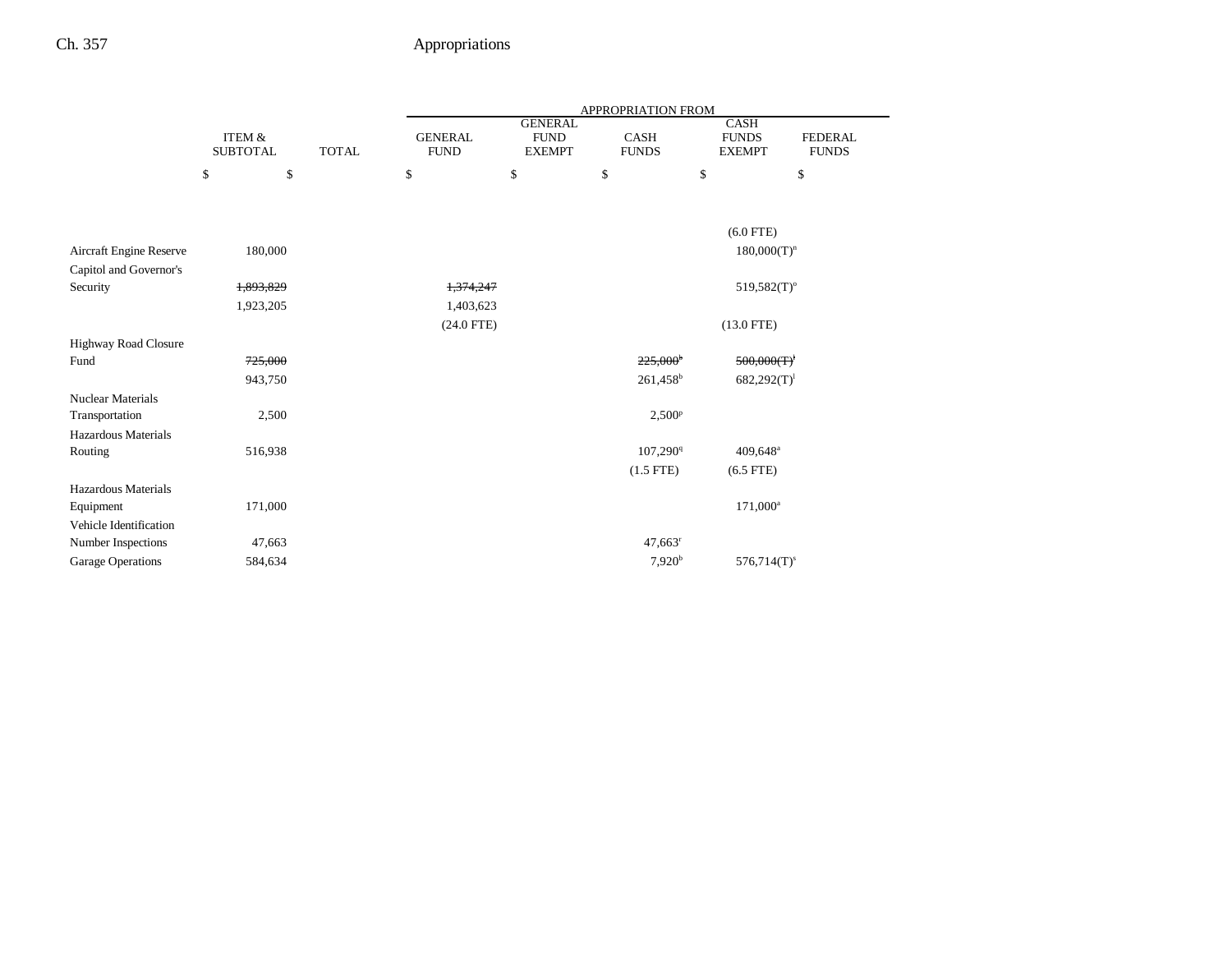| | ITEM & SUBTOTAL | TOTAL | APPROPRIATION FROM GENERAL FUND | GENERAL FUND EXEMPT | CASH FUNDS | CASH FUNDS EXEMPT | FEDERAL FUNDS |
|---|---|---|---|---|---|---|---|
| | $ | $ | $ | $ | $ | $ | $ |
| | | | | | | (6.0 FTE) | |
| Aircraft Engine Reserve | 180,000 | | | | | 180,000(T)[n] | |
| Capitol and Governor's Security | ~~1,893,829~~ | | ~~1,374,247~~ | | | 519,582(T)[o] | |
| | 1,923,205 | | 1,403,623 | | | | |
| | | | (24.0 FTE) | | | (13.0 FTE) | |
| Highway Road Closure Fund | ~~725,000~~ | | | | ~~225,000[b]~~ | ~~500,000(T)[l]~~ | |
| | 943,750 | | | | 261,458[b] | 682,292(T)[l] | |
| Nuclear Materials Transportation | 2,500 | | | | 2,500[p] | | |
| Hazardous Materials Routing | 516,938 | | | | 107,290[q] | 409,648[a] | |
| | | | | | (1.5 FTE) | (6.5 FTE) | |
| Hazardous Materials Equipment | 171,000 | | | | | 171,000[a] | |
| Vehicle Identification Number Inspections | 47,663 | | | | 47,663[r] | | |
| Garage Operations | 584,634 | | | | 7,920[b] | 576,714(T)[s] | |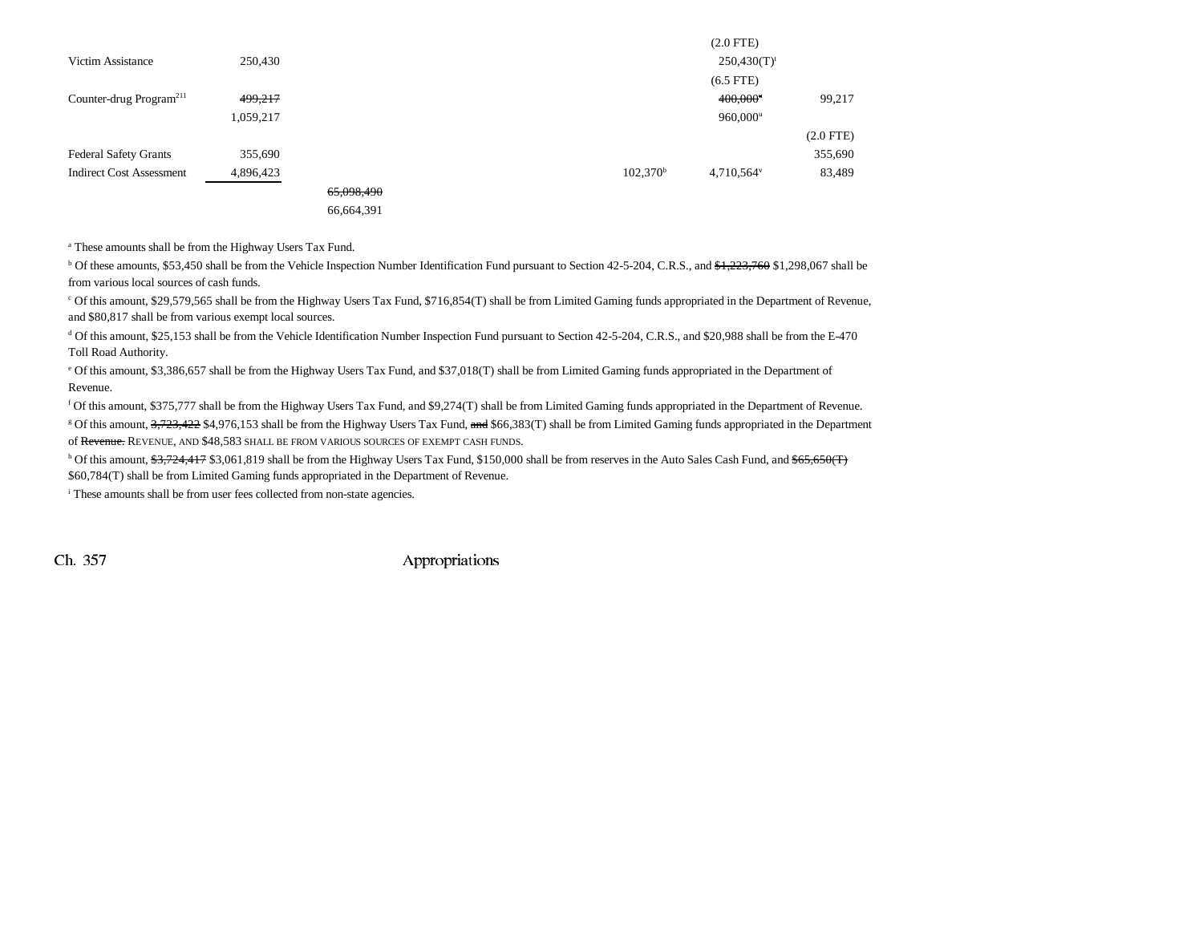| | | | | | | |
|---|---|---|---|---|---|---|
| | | | | | (2.0 FTE) | |
| Victim Assistance | 250,430 | | | | 250,430(T)[i] | |
| | | | | | (6.5 FTE) | |
| Counter-drug Program[211] | ~~499,217~~ | | | | ~~400,000~~[u] | 99,217 |
| | 1,059,217 | | | | 960,000[u] | |
| | | | | | | (2.0 FTE) |
| Federal Safety Grants | 355,690 | | | | | 355,690 |
| Indirect Cost Assessment | 4,896,423 | | | 102,370[b] | 4,710,564[v] | 83,489 |
| | | ~~65,098,490~~ | | | | |
| | | 66,664,391 | | | | |

[a] These amounts shall be from the Highway Users Tax Fund.

[b] Of these amounts, $53,450 shall be from the Vehicle Inspection Number Identification Fund pursuant to Section 42-5-204, C.R.S., and ~~$1,223,760~~ $1,298,067 shall be from various local sources of cash funds.

[c] Of this amount, $29,579,565 shall be from the Highway Users Tax Fund, $716,854(T) shall be from Limited Gaming funds appropriated in the Department of Revenue, and $80,817 shall be from various exempt local sources.

[d] Of this amount, $25,153 shall be from the Vehicle Identification Number Inspection Fund pursuant to Section 42-5-204, C.R.S., and $20,988 shall be from the E-470 Toll Road Authority.

[e] Of this amount, $3,386,657 shall be from the Highway Users Tax Fund, and $37,018(T) shall be from Limited Gaming funds appropriated in the Department of Revenue.

[f] Of this amount, $375,777 shall be from the Highway Users Tax Fund, and $9,274(T) shall be from Limited Gaming funds appropriated in the Department of Revenue.

[g] Of this amount, ~~3,723,422~~ $4,976,153 shall be from the Highway Users Tax Fund, ~~and~~ $66,383(T) shall be from Limited Gaming funds appropriated in the Department of ~~Revenue.~~ REVENUE, AND $48,583 SHALL BE FROM VARIOUS SOURCES OF EXEMPT CASH FUNDS.

[h] Of this amount, ~~$3,724,417~~ $3,061,819 shall be from the Highway Users Tax Fund, $150,000 shall be from reserves in the Auto Sales Cash Fund, and ~~$65,650(T)~~ $60,784(T) shall be from Limited Gaming funds appropriated in the Department of Revenue.

[i] These amounts shall be from user fees collected from non-state agencies.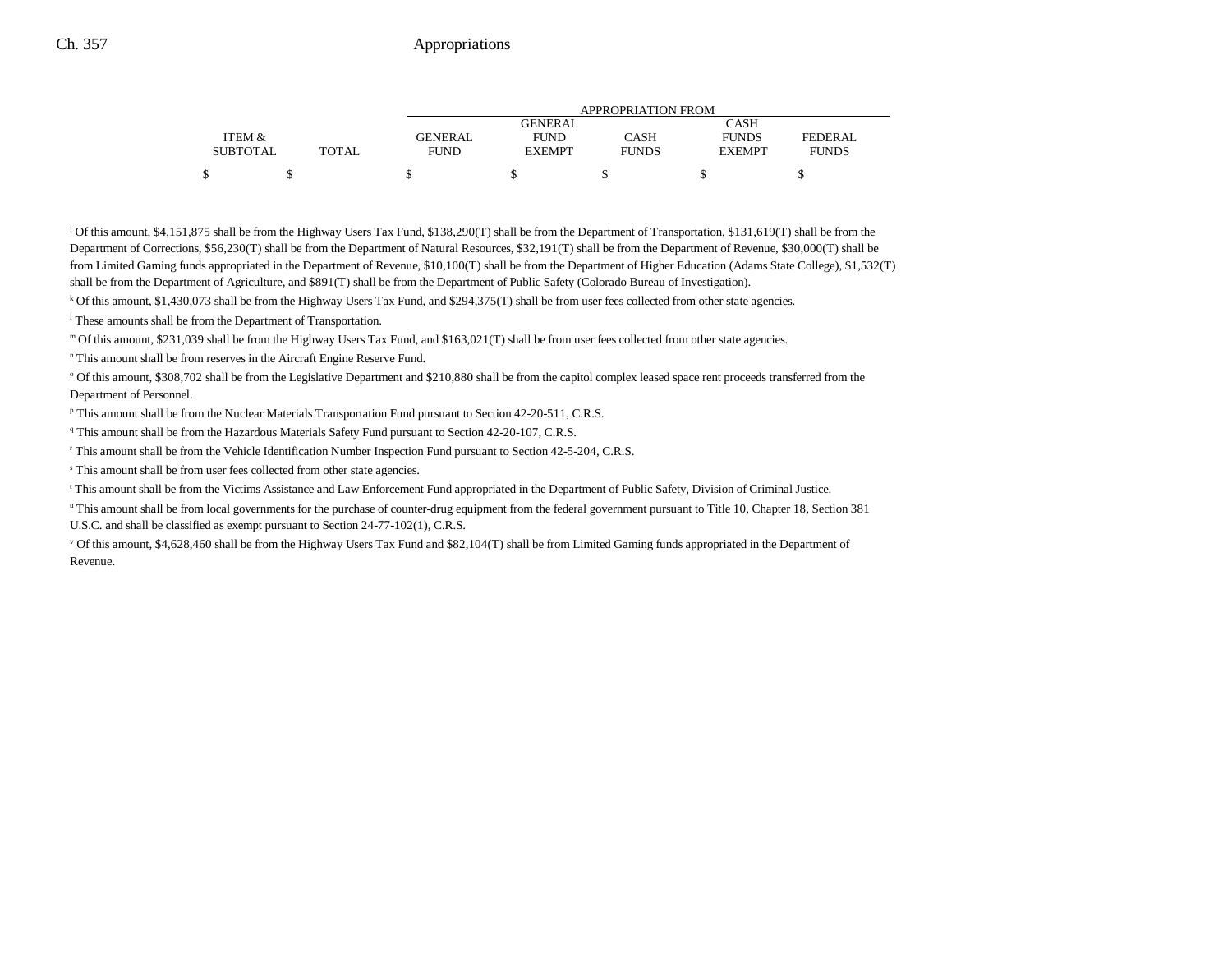| ITEM & SUBTOTAL | TOTAL | GENERAL FUND | GENERAL FUND EXEMPT | CASH FUNDS | CASH FUNDS EXEMPT | FEDERAL FUNDS |
|---|---|---|---|---|---|---|
| | | APPROPRIATION FROM | | | | |
| $ | $ | $ | $ | $ | $ | $ |

[j] Of this amount, $4,151,875 shall be from the Highway Users Tax Fund, $138,290(T) shall be from the Department of Transportation, $131,619(T) shall be from the Department of Corrections, $56,230(T) shall be from the Department of Natural Resources, $32,191(T) shall be from the Department of Revenue, $30,000(T) shall be from Limited Gaming funds appropriated in the Department of Revenue, $10,100(T) shall be from the Department of Higher Education (Adams State College), $1,532(T) shall be from the Department of Agriculture, and $891(T) shall be from the Department of Public Safety (Colorado Bureau of Investigation).

[k] Of this amount, $1,430,073 shall be from the Highway Users Tax Fund, and $294,375(T) shall be from user fees collected from other state agencies.

[l] These amounts shall be from the Department of Transportation.

[m] Of this amount, $231,039 shall be from the Highway Users Tax Fund, and $163,021(T) shall be from user fees collected from other state agencies.

[n] This amount shall be from reserves in the Aircraft Engine Reserve Fund.

[o] Of this amount, $308,702 shall be from the Legislative Department and $210,880 shall be from the capitol complex leased space rent proceeds transferred from the Department of Personnel.

[p] This amount shall be from the Nuclear Materials Transportation Fund pursuant to Section 42-20-511, C.R.S.

[q] This amount shall be from the Hazardous Materials Safety Fund pursuant to Section 42-20-107, C.R.S.

[r] This amount shall be from the Vehicle Identification Number Inspection Fund pursuant to Section 42-5-204, C.R.S.

[s] This amount shall be from user fees collected from other state agencies.

[t] This amount shall be from the Victims Assistance and Law Enforcement Fund appropriated in the Department of Public Safety, Division of Criminal Justice.

[u] This amount shall be from local governments for the purchase of counter-drug equipment from the federal government pursuant to Title 10, Chapter 18, Section 381 U.S.C. and shall be classified as exempt pursuant to Section 24-77-102(1), C.R.S.

[v] Of this amount, $4,628,460 shall be from the Highway Users Tax Fund and $82,104(T) shall be from Limited Gaming funds appropriated in the Department of Revenue.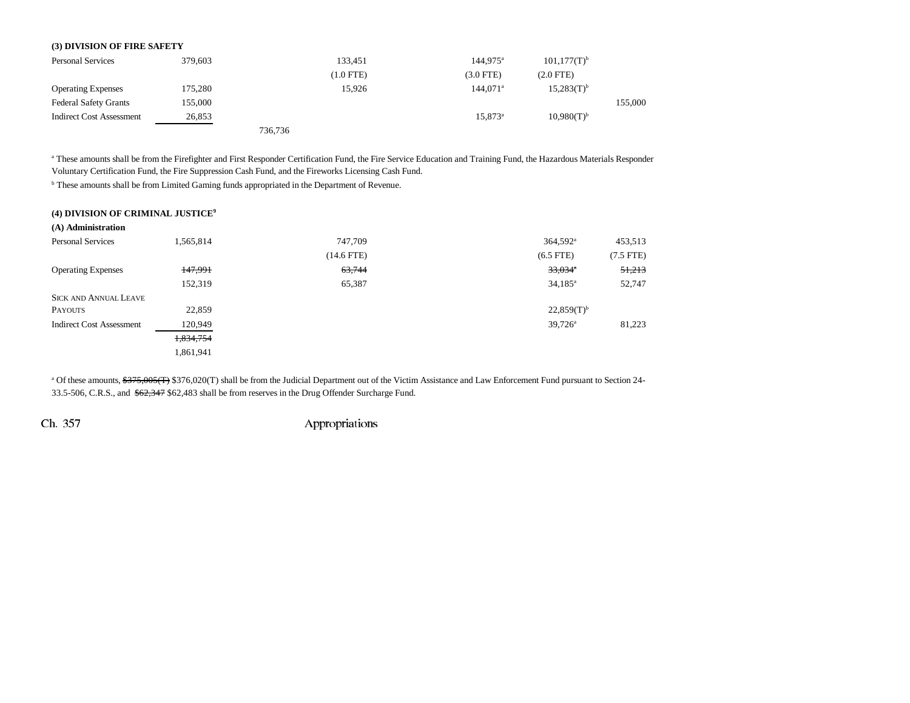**(3) DIVISION OF FIRE SAFETY**

| | | | | | | | |
|---|---|---|---|---|---|---|---|
| Personal Services | 379,603 | | 133,451 | | 144,975[a] | 101,177(T)[b] | |
| | | | (1.0 FTE) | | (3.0 FTE) | (2.0 FTE) | |
| Operating Expenses | 175,280 | | 15,926 | | 144,071[a] | 15,283(T)[b] | |
| Federal Safety Grants | 155,000 | | | | | | 155,000 |
| Indirect Cost Assessment | 26,853 | | | | 15,873[a] | 10,980(T)[b] | |
| | | 736,736 | | | | | |

[a] These amounts shall be from the Firefighter and First Responder Certification Fund, the Fire Service Education and Training Fund, the Hazardous Materials Responder Voluntary Certification Fund, the Fire Suppression Cash Fund, and the Fireworks Licensing Cash Fund.

[b] These amounts shall be from Limited Gaming funds appropriated in the Department of Revenue.

**(4) DIVISION OF CRIMINAL JUSTICE[9]**

**(A) Administration**

| | | | | | | | |
|---|---|---|---|---|---|---|---|
| Personal Services | 1,565,814 | | 747,709 | | | 364,592[a] | 453,513 |
| | | | (14.6 FTE) | | | (6.5 FTE) | (7.5 FTE) |
| Operating Expenses | ~~147,991~~ | | ~~63,744~~ | | | ~~33,034~~[a] | ~~51,213~~ |
| | 152,319 | | 65,387 | | | 34,185[a] | 52,747 |
| SICK AND ANNUAL LEAVE PAYOUTS | 22,859 | | | | | 22,859(T)[b] | |
| Indirect Cost Assessment | 120,949 | | | | | 39,726[a] | 81,223 |
| | ~~1,834,754~~ | | | | | | |
| | 1,861,941 | | | | | | |

[a] Of these amounts, ~~$375,005(T)~~ $376,020(T) shall be from the Judicial Department out of the Victim Assistance and Law Enforcement Fund pursuant to Section 24-33.5-506, C.R.S., and ~~$62,347~~ $62,483 shall be from reserves in the Drug Offender Surcharge Fund.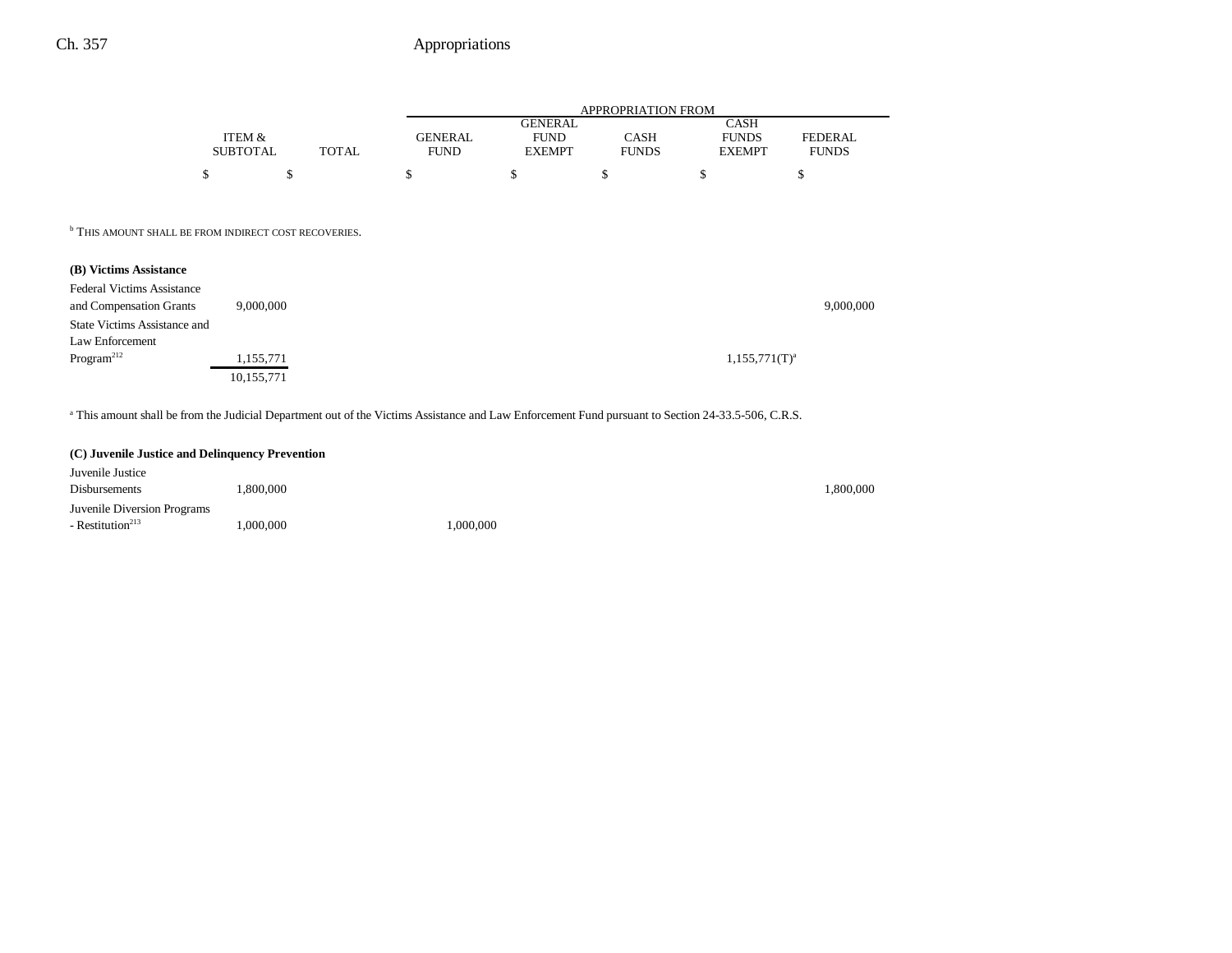| | ITEM & SUBTOTAL | TOTAL | APPROPRIATION FROM GENERAL FUND | GENERAL FUND EXEMPT | CASH FUNDS | CASH FUNDS EXEMPT | FEDERAL FUNDS |
|---|---|---|---|---|---|---|---|
| | $ | $ | $ | $ | $ | $ | $ |

[b] THIS AMOUNT SHALL BE FROM INDIRECT COST RECOVERIES.

| | ITEM & SUBTOTAL | TOTAL | GENERAL FUND | GENERAL FUND EXEMPT | CASH FUNDS | CASH FUNDS EXEMPT | FEDERAL FUNDS |
|---|---|---|---|---|---|---|---|
| **(B) Victims Assistance** | | | | | | | |
| Federal Victims Assistance and Compensation Grants | 9,000,000 | | | | | | 9,000,000 |
| State Victims Assistance and Law Enforcement Program[212] | 1,155,771 | | | | | 1,155,771(T)[a] | |
| | 10,155,771 | | | | | | |

[a] This amount shall be from the Judicial Department out of the Victims Assistance and Law Enforcement Fund pursuant to Section 24-33.5-506, C.R.S.

| | ITEM & SUBTOTAL | TOTAL | GENERAL FUND | GENERAL FUND EXEMPT | CASH FUNDS | CASH FUNDS EXEMPT | FEDERAL FUNDS |
|---|---|---|---|---|---|---|---|
| **(C) Juvenile Justice and Delinquency Prevention** | | | | | | | |
| Juvenile Justice Disbursements | 1,800,000 | | | | | | 1,800,000 |
| Juvenile Diversion Programs - Restitution[213] | 1,000,000 | | 1,000,000 | | | | |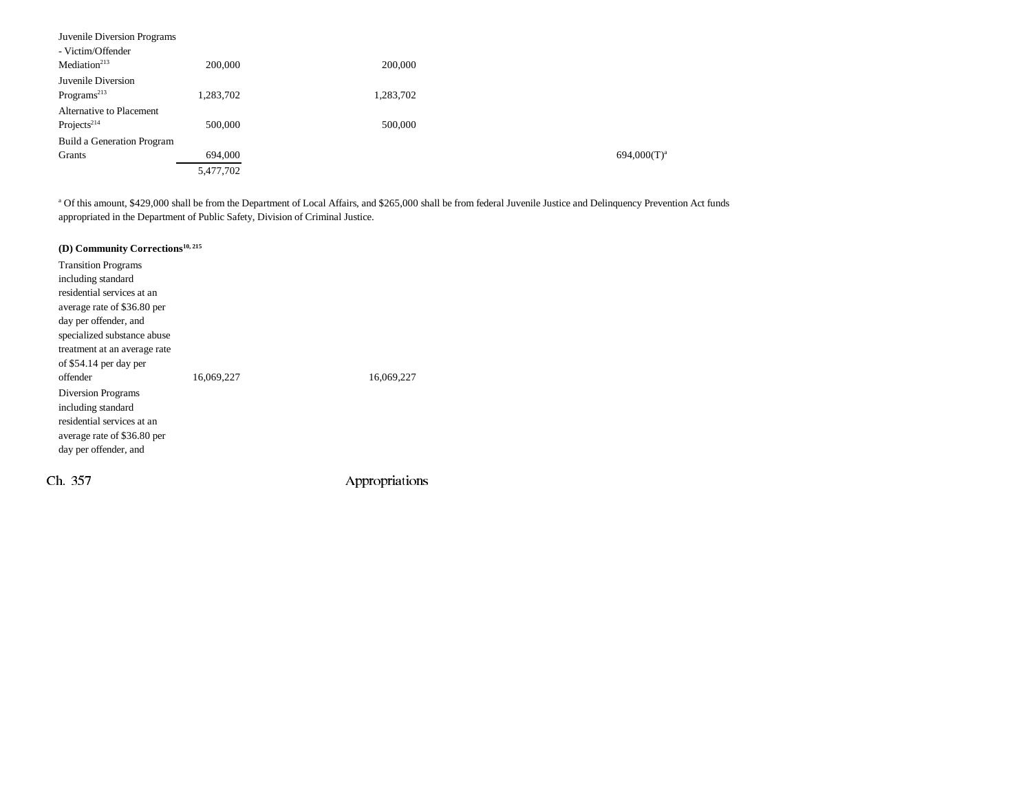| | | | | | |
|---|---|---|---|---|---|
| Juvenile Diversion Programs - Victim/Offender Mediation[213] | 200,000 | 200,000 | | | |
| Juvenile Diversion Programs[213] | 1,283,702 | 1,283,702 | | | |
| Alternative to Placement Projects[214] | 500,000 | 500,000 | | | |
| Build a Generation Program Grants | 694,000 | | | | 694,000(T)[a] |
| | 5,477,702 | | | | |

[a] Of this amount, $429,000 shall be from the Department of Local Affairs, and $265,000 shall be from federal Juvenile Justice and Delinquency Prevention Act funds appropriated in the Department of Public Safety, Division of Criminal Justice.

**(D) Community Corrections[10, 215]**

| | | | | | |
|---|---|---|---|---|---|
| Transition Programs including standard residential services at an average rate of $36.80 per day per offender, and specialized substance abuse treatment at an average rate of $54.14 per day per offender | 16,069,227 | 16,069,227 | | | |
| Diversion Programs including standard residential services at an average rate of $36.80 per day per offender, and | | | | | |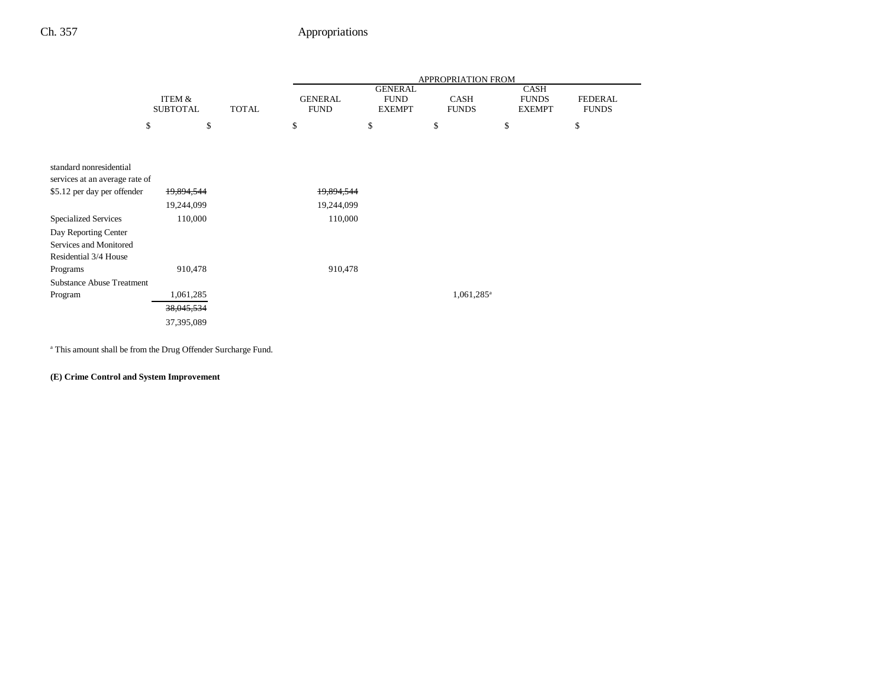| | ITEM & SUBTOTAL | TOTAL | APPROPRIATION FROM GENERAL FUND | GENERAL FUND EXEMPT | CASH FUNDS | CASH FUNDS EXEMPT | FEDERAL FUNDS |
|---|---|---|---|---|---|---|---|
| | $ | $ | $ | $ | $ | $ | $ |
| standard nonresidential services at an average rate of $5.12 per day per offender | ~~19,894,544~~ | | ~~19,894,544~~ | | | | |
| | 19,244,099 | | 19,244,099 | | | | |
| Specialized Services | 110,000 | | 110,000 | | | | |
| Day Reporting Center Services and Monitored Residential 3/4 House Programs | 910,478 | | 910,478 | | | | |
| Substance Abuse Treatment Program | 1,061,285 | | | | 1,061,285[a] | | |
| | ~~38,045,534~~ | | | | | | |
| | 37,395,089 | | | | | | |

[a] This amount shall be from the Drug Offender Surcharge Fund.

**(E) Crime Control and System Improvement**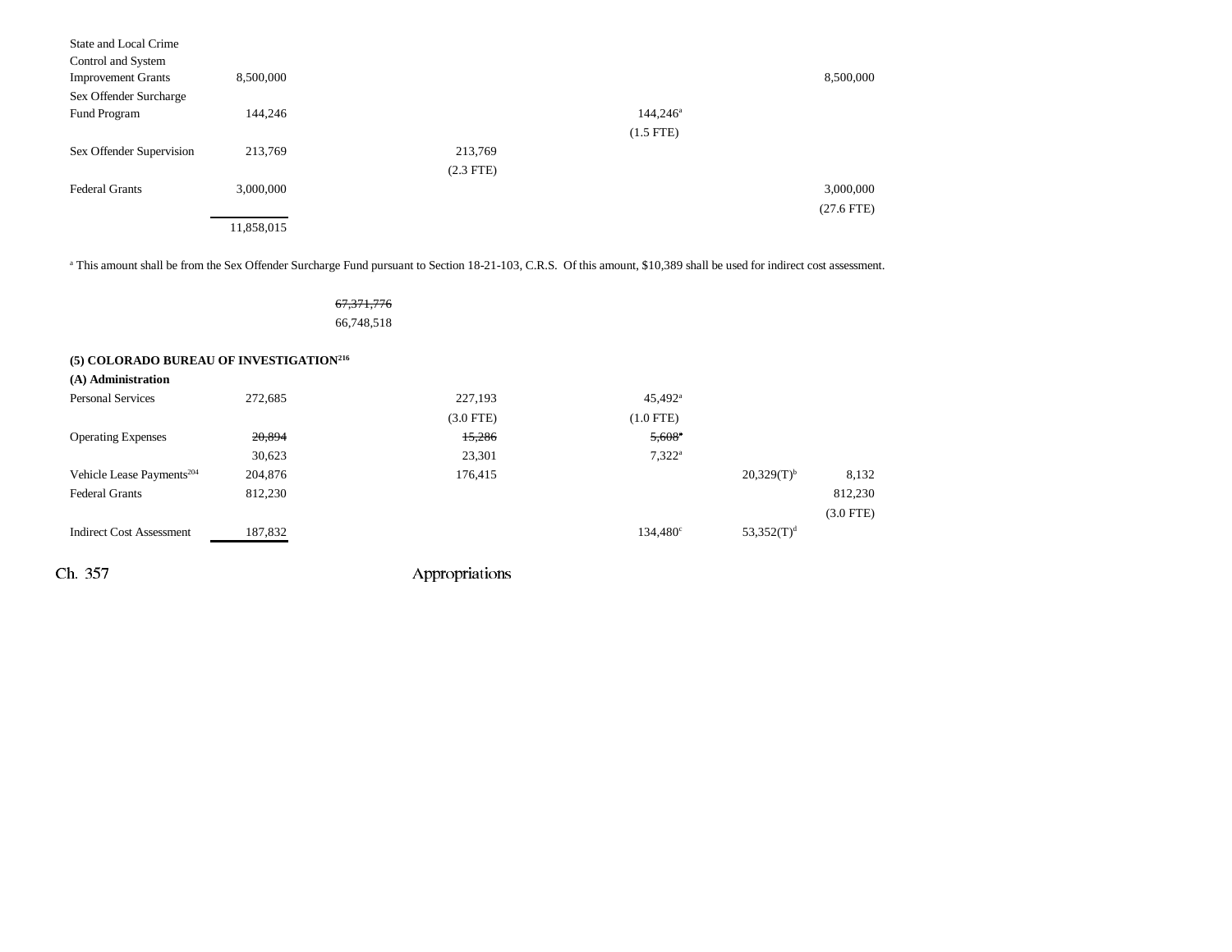| | | | | | |
|---|---|---|---|---|---|
| State and Local Crime Control and System Improvement Grants | 8,500,000 | | | | 8,500,000 |
| Sex Offender Surcharge Fund Program | 144,246 | | 144,246[a] | | |
| | | | (1.5 FTE) | | |
| Sex Offender Supervision | 213,769 | 213,769 | | | |
| | | (2.3 FTE) | | | |
| Federal Grants | 3,000,000 | | | | 3,000,000 |
| | | | | | (27.6 FTE) |
| | 11,858,015 | | | | |

[a] This amount shall be from the Sex Offender Surcharge Fund pursuant to Section 18-21-103, C.R.S. Of this amount, $10,389 shall be used for indirect cost assessment.

~~67,371,776~~
66,748,518

**(5) COLORADO BUREAU OF INVESTIGATION[216]**

**(A) Administration**

| | | | | | |
|---|---|---|---|---|---|
| Personal Services | 272,685 | 227,193 | 45,492[a] | | |
| | | (3.0 FTE) | (1.0 FTE) | | |
| Operating Expenses | ~~20,894~~ | ~~15,286~~ | ~~5,608[a]~~ | | |
| | 30,623 | 23,301 | 7,322[a] | | |
| Vehicle Lease Payments[204] | 204,876 | 176,415 | | 20,329(T)[b] | 8,132 |
| Federal Grants | 812,230 | | | | 812,230 |
| | | | | | (3.0 FTE) |
| Indirect Cost Assessment | 187,832 | | 134,480[c] | 53,352(T)[d] | |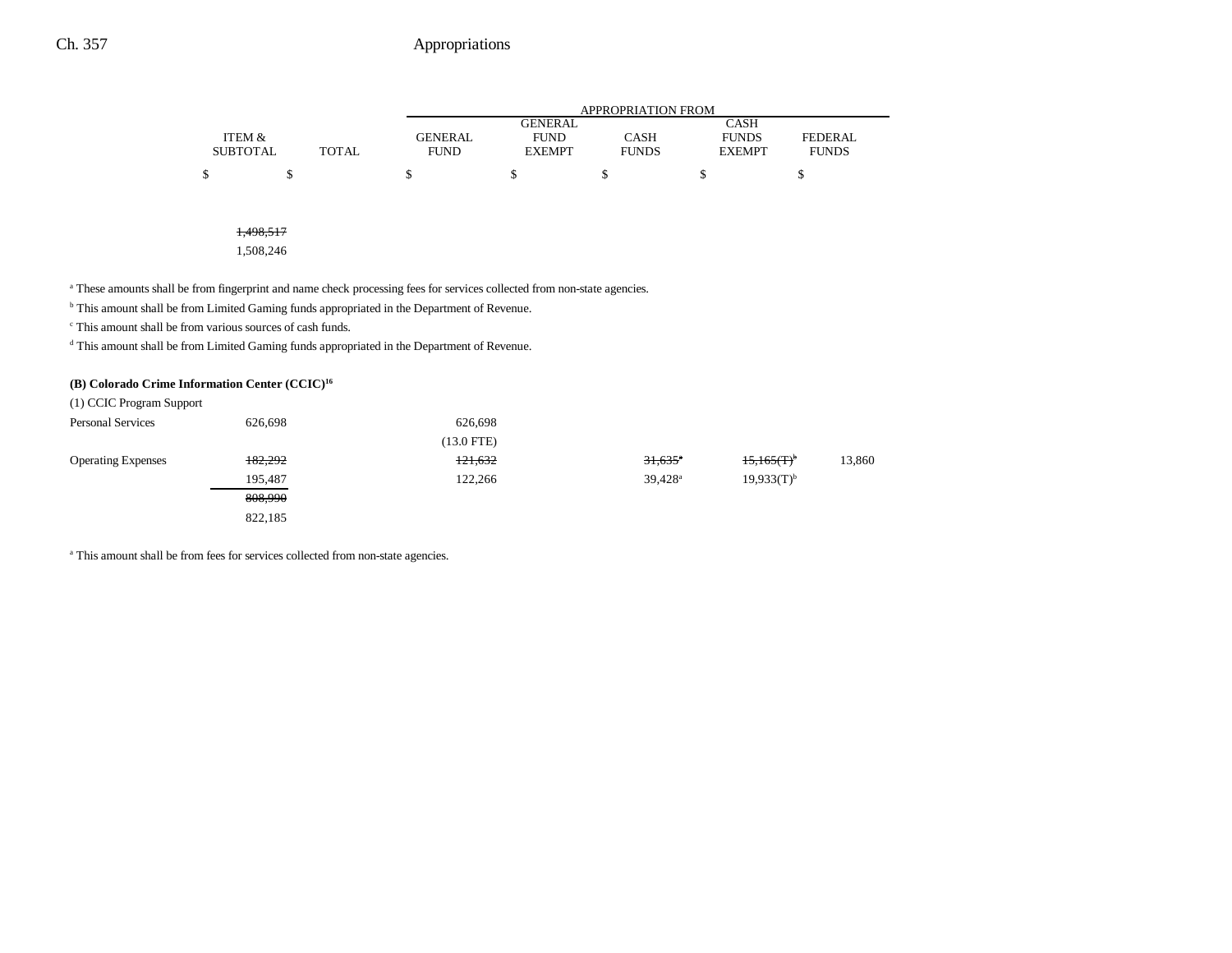| | ITEM & SUBTOTAL | TOTAL | GENERAL FUND | GENERAL FUND EXEMPT | CASH FUNDS | CASH FUNDS EXEMPT | FEDERAL FUNDS |
|---|---|---|---|---|---|---|---|
| | $ | $ | $ | $ | $ | $ | $ |
| | ~~1,498,517~~ | | | | | | |
| | 1,508,246 | | | | | | |

[a] These amounts shall be from fingerprint and name check processing fees for services collected from non-state agencies.

[b] This amount shall be from Limited Gaming funds appropriated in the Department of Revenue.

[c] This amount shall be from various sources of cash funds.

[d] This amount shall be from Limited Gaming funds appropriated in the Department of Revenue.

**(B) Colorado Crime Information Center (CCIC)[16]**

| | ITEM & SUBTOTAL | TOTAL | GENERAL FUND | GENERAL FUND EXEMPT | CASH FUNDS | CASH FUNDS EXEMPT | FEDERAL FUNDS |
|---|---|---|---|---|---|---|---|
| (1) CCIC Program Support | | | | | | | |
| Personal Services | 626,698 | | 626,698 | | | | |
| | | | (13.0 FTE) | | | | |
| Operating Expenses | ~~182,292~~ | | ~~121,632~~ | | ~~31,635~~[a] | ~~15,165(T)~~[b] | 13,860 |
| | 195,487 | | 122,266 | | 39,428[a] | 19,933(T)[b] | |
| | ~~808,990~~ | | | | | | |
| | 822,185 | | | | | | |

[a] This amount shall be from fees for services collected from non-state agencies.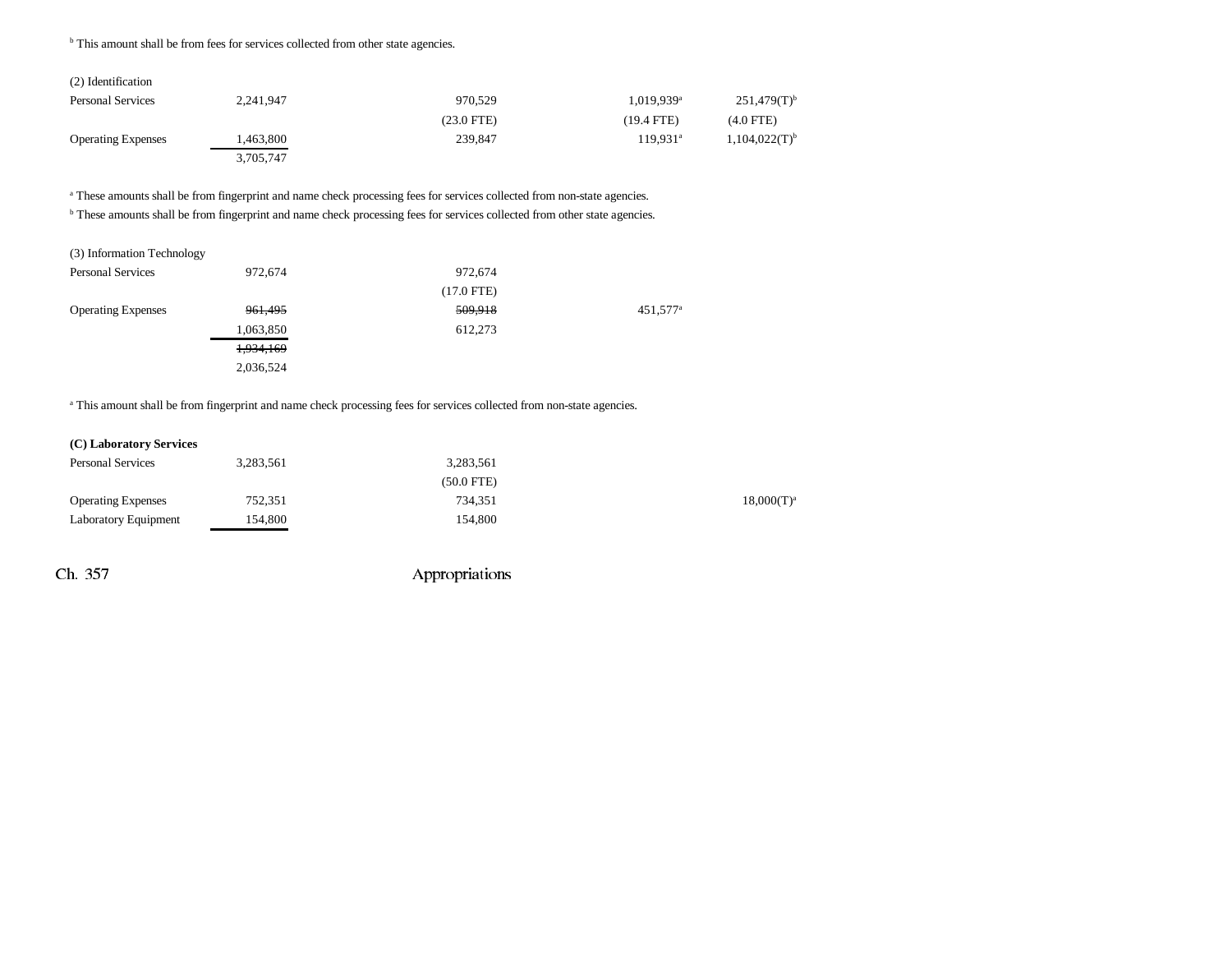[b] This amount shall be from fees for services collected from other state agencies.

| | | | | | |
|---|---|---|---|---|---|
| (2) Identification | | | | | |
| Personal Services | 2,241,947 | 970,529 | 1,019,939[a] | 251,479(T)[b] | |
| | | (23.0 FTE) | (19.4 FTE) | (4.0 FTE) | |
| Operating Expenses | 1,463,800 | 239,847 | 119,931[a] | 1,104,022(T)[b] | |
| | 3,705,747 | | | | |

[a] These amounts shall be from fingerprint and name check processing fees for services collected from non-state agencies.

[b] These amounts shall be from fingerprint and name check processing fees for services collected from other state agencies.

| | | | | | |
|---|---|---|---|---|---|
| (3) Information Technology | | | | | |
| Personal Services | 972,674 | 972,674 | | | |
| | | (17.0 FTE) | | | |
| Operating Expenses | ~~961,495~~ | ~~509,918~~ | 451,577[a] | | |
| | 1,063,850 | 612,273 | | | |
| | ~~1,934,169~~ | | | | |
| | 2,036,524 | | | | |

[a] This amount shall be from fingerprint and name check processing fees for services collected from non-state agencies.

| | | | | | |
|---|---|---|---|---|---|
| **(C) Laboratory Services** | | | | | |
| Personal Services | 3,283,561 | 3,283,561 | | | |
| | | (50.0 FTE) | | | |
| Operating Expenses | 752,351 | 734,351 | | 18,000(T)[a] | |
| Laboratory Equipment | 154,800 | 154,800 | | | |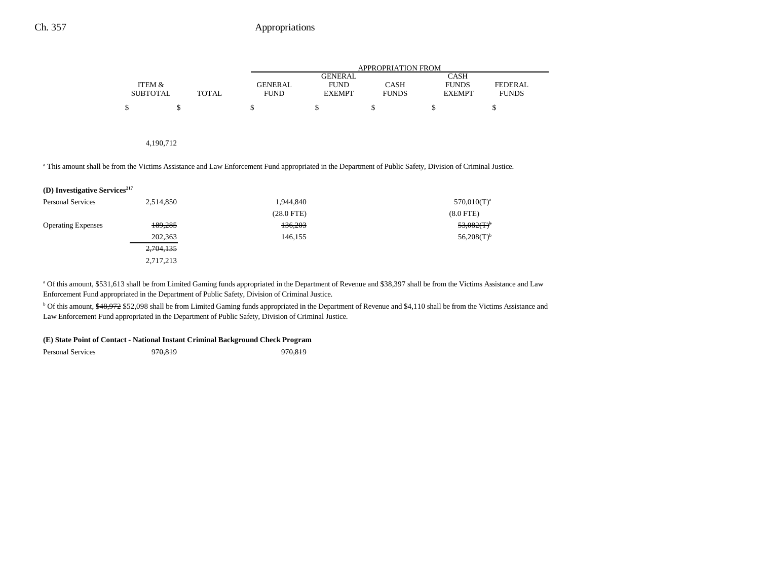| | ITEM & SUBTOTAL | TOTAL | GENERAL FUND | GENERAL FUND EXEMPT | CASH FUNDS | CASH FUNDS EXEMPT | FEDERAL FUNDS |
|---|---|---|---|---|---|---|---|
| | $ | $ | $ | $ | $ | $ | $ |
| | 4,190,712 | | | | | | |

[a] This amount shall be from the Victims Assistance and Law Enforcement Fund appropriated in the Department of Public Safety, Division of Criminal Justice.

**(D) Investigative Services[217]**

| | ITEM & SUBTOTAL | TOTAL | GENERAL FUND | GENERAL FUND EXEMPT | CASH FUNDS | CASH FUNDS EXEMPT | FEDERAL FUNDS |
|---|---|---|---|---|---|---|---|
| Personal Services | 2,514,850 | | 1,944,840 | | | 570,010(T)[a] | |
| | | | (28.0 FTE) | | | (8.0 FTE) | |
| Operating Expenses | ~~189,285~~ | | ~~136,203~~ | | | ~~53,082(T)~~[b] | |
| | 202,363 | | 146,155 | | | 56,208(T)[b] | |
| | ~~2,704,135~~ | | | | | | |
| | 2,717,213 | | | | | | |

[a] Of this amount, $531,613 shall be from Limited Gaming funds appropriated in the Department of Revenue and $38,397 shall be from the Victims Assistance and Law Enforcement Fund appropriated in the Department of Public Safety, Division of Criminal Justice.

[b] Of this amount, ~~$48,972~~ $52,098 shall be from Limited Gaming funds appropriated in the Department of Revenue and $4,110 shall be from the Victims Assistance and Law Enforcement Fund appropriated in the Department of Public Safety, Division of Criminal Justice.

**(E) State Point of Contact - National Instant Criminal Background Check Program**

| | ITEM & SUBTOTAL | TOTAL | GENERAL FUND | GENERAL FUND EXEMPT | CASH FUNDS | CASH FUNDS EXEMPT | FEDERAL FUNDS |
|---|---|---|---|---|---|---|---|
| Personal Services | ~~970,819~~ | | ~~970,819~~ | | | | |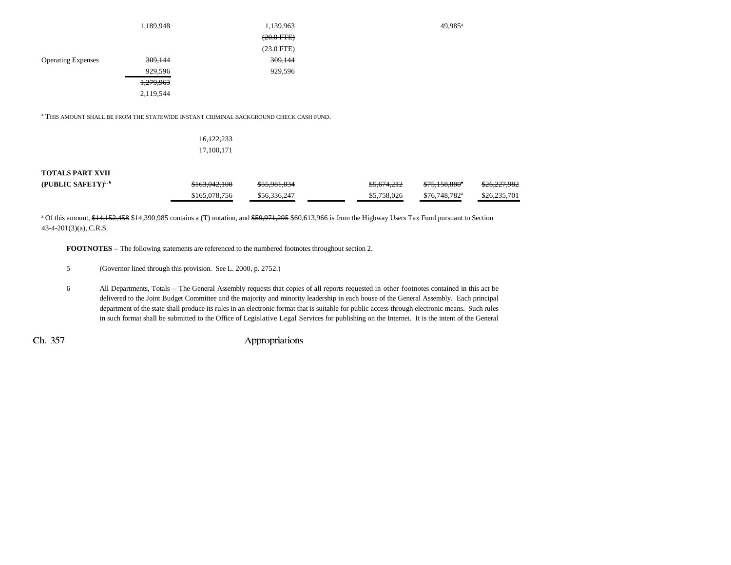| | | | | | | |
|---|---|---|---|---|---|---|
| | 1,189,948 | 1,139,963 | | 49,985[a] | | |
| | | ~~(20.0 FTE)~~ | | | | |
| | | (23.0 FTE) | | | | |
| Operating Expenses | ~~309,144~~ | ~~309,144~~ | | | | |
| | 929,596 | 929,596 | | | | |
| | ~~1,279,963~~ | | | | | |
| | 2,119,544 | | | | | |

[a] THIS AMOUNT SHALL BE FROM THE STATEWIDE INSTANT CRIMINAL BACKGROUND CHECK CASH FUND.

| | | | | | | |
|---|---|---|---|---|---|---|
| | ~~16,122,233~~ | | | | | |
| | 17,100,171 | | | | | |
| **TOTALS PART XVII** | | | | | | |
| **(PUBLIC SAFETY)[5, 6]** | ~~$163,042,108~~ | ~~$55,981,034~~ | | ~~$5,674,212~~ | ~~$75,158,880~~[a] | ~~$26,227,982~~ |
| | $165,078,756 | $56,336,247 | | $5,758,026 | $76,748,782[a] | $26,235,701 |

[a] Of this amount, ~~$14,152,458~~ $14,390,985 contains a (T) notation, and ~~$59,971,295~~ $60,613,966 is from the Highway Users Tax Fund pursuant to Section 43-4-201(3)(a), C.R.S.

**FOOTNOTES** -- The following statements are referenced to the numbered footnotes throughout section 2.

5 (Governor lined through this provision. See L. 2000, p. 2752.)

6 All Departments, Totals -- The General Assembly requests that copies of all reports requested in other footnotes contained in this act be delivered to the Joint Budget Committee and the majority and minority leadership in each house of the General Assembly. Each principal department of the state shall produce its rules in an electronic format that is suitable for public access through electronic means. Such rules in such format shall be submitted to the Office of Legislative Legal Services for publishing on the Internet. It is the intent of the General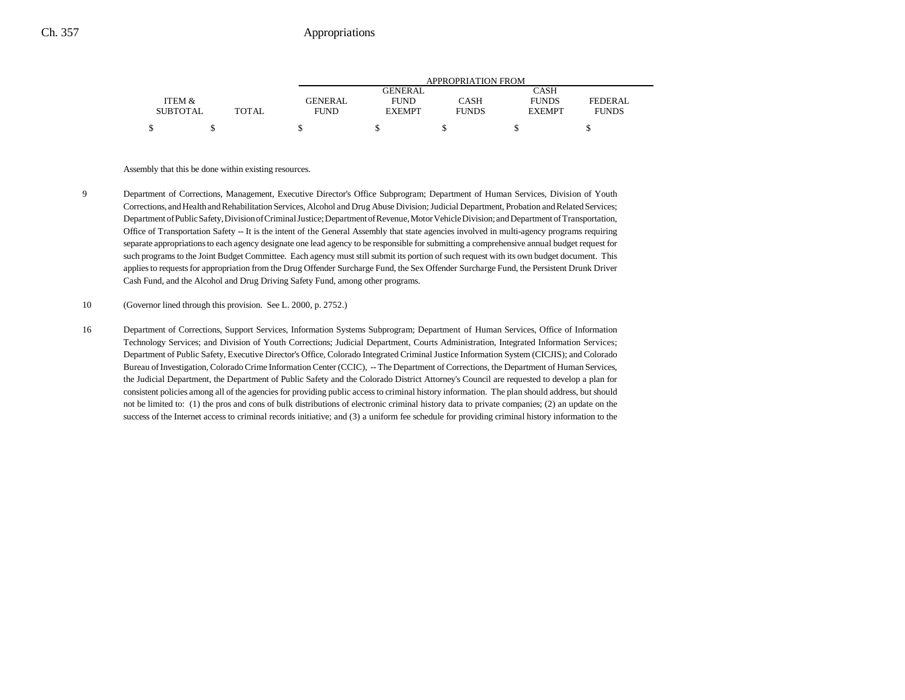| ITEM & SUBTOTAL | TOTAL | APPROPRIATION FROM GENERAL FUND | GENERAL FUND EXEMPT | CASH FUNDS | CASH FUNDS EXEMPT | FEDERAL FUNDS |
|---|---|---|---|---|---|---|
| $ | $ | $ | $ | $ | $ | $ |

Assembly that this be done within existing resources.

9 Department of Corrections, Management, Executive Director's Office Subprogram; Department of Human Services, Division of Youth Corrections, and Health and Rehabilitation Services, Alcohol and Drug Abuse Division; Judicial Department, Probation and Related Services; Department of Public Safety, Division of Criminal Justice; Department of Revenue, Motor Vehicle Division; and Department of Transportation, Office of Transportation Safety -- It is the intent of the General Assembly that state agencies involved in multi-agency programs requiring separate appropriations to each agency designate one lead agency to be responsible for submitting a comprehensive annual budget request for such programs to the Joint Budget Committee. Each agency must still submit its portion of such request with its own budget document. This applies to requests for appropriation from the Drug Offender Surcharge Fund, the Sex Offender Surcharge Fund, the Persistent Drunk Driver Cash Fund, and the Alcohol and Drug Driving Safety Fund, among other programs.

10 (Governor lined through this provision. See L. 2000, p. 2752.)

16 Department of Corrections, Support Services, Information Systems Subprogram; Department of Human Services, Office of Information Technology Services; and Division of Youth Corrections; Judicial Department, Courts Administration, Integrated Information Services; Department of Public Safety, Executive Director's Office, Colorado Integrated Criminal Justice Information System (CICJIS); and Colorado Bureau of Investigation, Colorado Crime Information Center (CCIC), -- The Department of Corrections, the Department of Human Services, the Judicial Department, the Department of Public Safety and the Colorado District Attorney's Council are requested to develop a plan for consistent policies among all of the agencies for providing public access to criminal history information. The plan should address, but should not be limited to: (1) the pros and cons of bulk distributions of electronic criminal history data to private companies; (2) an update on the success of the Internet access to criminal records initiative; and (3) a uniform fee schedule for providing criminal history information to the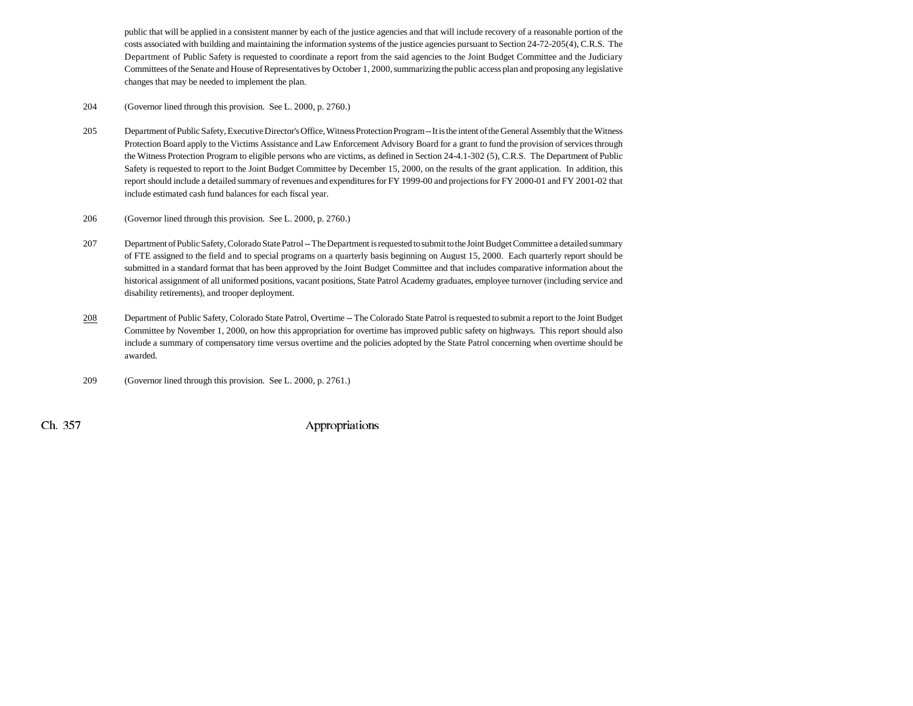public that will be applied in a consistent manner by each of the justice agencies and that will include recovery of a reasonable portion of the costs associated with building and maintaining the information systems of the justice agencies pursuant to Section 24-72-205(4), C.R.S. The Department of Public Safety is requested to coordinate a report from the said agencies to the Joint Budget Committee and the Judiciary Committees of the Senate and House of Representatives by October 1, 2000, summarizing the public access plan and proposing any legislative changes that may be needed to implement the plan.

204 (Governor lined through this provision. See L. 2000, p. 2760.)

205 Department of Public Safety, Executive Director's Office, Witness Protection Program -- It is the intent of the General Assembly that the Witness Protection Board apply to the Victims Assistance and Law Enforcement Advisory Board for a grant to fund the provision of services through the Witness Protection Program to eligible persons who are victims, as defined in Section 24-4.1-302 (5), C.R.S. The Department of Public Safety is requested to report to the Joint Budget Committee by December 15, 2000, on the results of the grant application. In addition, this report should include a detailed summary of revenues and expenditures for FY 1999-00 and projections for FY 2000-01 and FY 2001-02 that include estimated cash fund balances for each fiscal year.

206 (Governor lined through this provision. See L. 2000, p. 2760.)

207 Department of Public Safety, Colorado State Patrol -- The Department is requested to submit to the Joint Budget Committee a detailed summary of FTE assigned to the field and to special programs on a quarterly basis beginning on August 15, 2000. Each quarterly report should be submitted in a standard format that has been approved by the Joint Budget Committee and that includes comparative information about the historical assignment of all uniformed positions, vacant positions, State Patrol Academy graduates, employee turnover (including service and disability retirements), and trooper deployment.

208 Department of Public Safety, Colorado State Patrol, Overtime -- The Colorado State Patrol is requested to submit a report to the Joint Budget Committee by November 1, 2000, on how this appropriation for overtime has improved public safety on highways. This report should also include a summary of compensatory time versus overtime and the policies adopted by the State Patrol concerning when overtime should be awarded.

209 (Governor lined through this provision. See L. 2000, p. 2761.)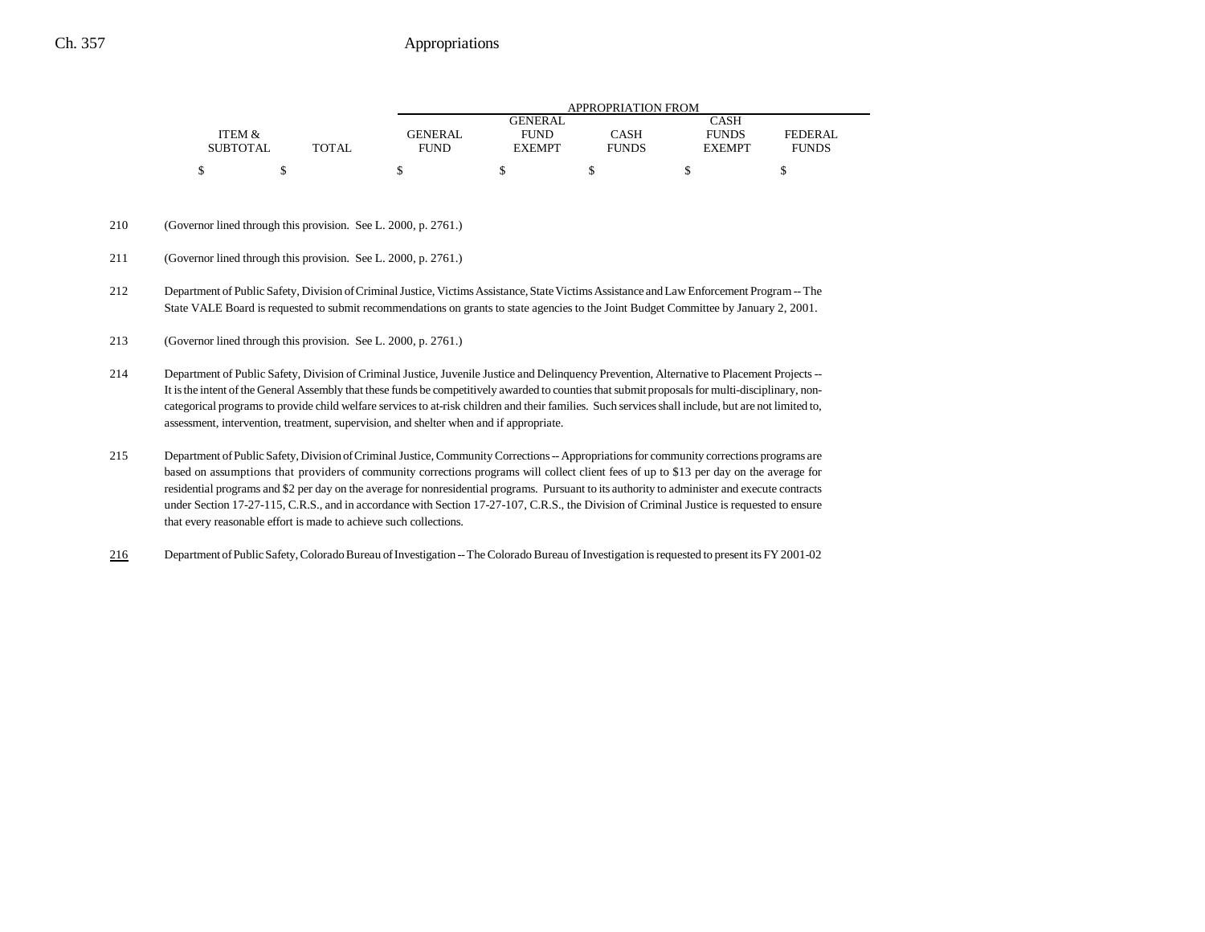| ITEM & SUBTOTAL | TOTAL | APPROPRIATION FROM GENERAL FUND | GENERAL FUND EXEMPT | CASH FUNDS | CASH FUNDS EXEMPT | FEDERAL FUNDS |
|---|---|---|---|---|---|---|
| $ | $ | $ | $ | $ | $ | $ |

210 (Governor lined through this provision. See L. 2000, p. 2761.)

211 (Governor lined through this provision. See L. 2000, p. 2761.)

212 Department of Public Safety, Division of Criminal Justice, Victims Assistance, State Victims Assistance and Law Enforcement Program -- The State VALE Board is requested to submit recommendations on grants to state agencies to the Joint Budget Committee by January 2, 2001.

213 (Governor lined through this provision. See L. 2000, p. 2761.)

214 Department of Public Safety, Division of Criminal Justice, Juvenile Justice and Delinquency Prevention, Alternative to Placement Projects -- It is the intent of the General Assembly that these funds be competitively awarded to counties that submit proposals for multi-disciplinary, non-categorical programs to provide child welfare services to at-risk children and their families. Such services shall include, but are not limited to, assessment, intervention, treatment, supervision, and shelter when and if appropriate.

215 Department of Public Safety, Division of Criminal Justice, Community Corrections -- Appropriations for community corrections programs are based on assumptions that providers of community corrections programs will collect client fees of up to $13 per day on the average for residential programs and $2 per day on the average for nonresidential programs. Pursuant to its authority to administer and execute contracts under Section 17-27-115, C.R.S., and in accordance with Section 17-27-107, C.R.S., the Division of Criminal Justice is requested to ensure that every reasonable effort is made to achieve such collections.

216 Department of Public Safety, Colorado Bureau of Investigation -- The Colorado Bureau of Investigation is requested to present its FY 2001-02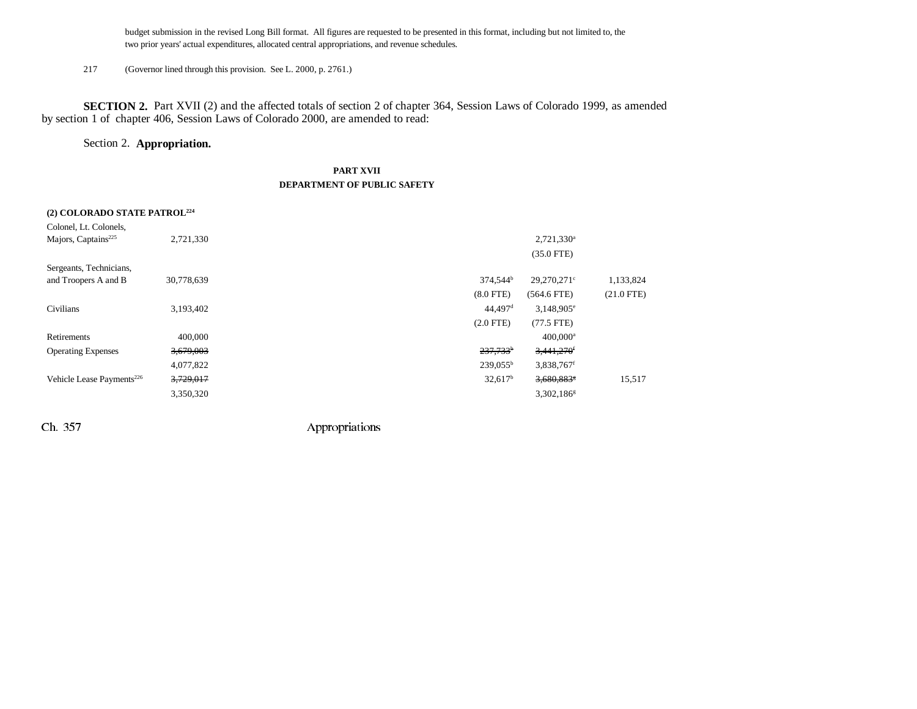budget submission in the revised Long Bill format. All figures are requested to be presented in this format, including but not limited to, the two prior years' actual expenditures, allocated central appropriations, and revenue schedules.

217 (Governor lined through this provision. See L. 2000, p. 2761.)

**SECTION 2.** Part XVII (2) and the affected totals of section 2 of chapter 364, Session Laws of Colorado 1999, as amended by section 1 of chapter 406, Session Laws of Colorado 2000, are amended to read:

Section 2. **Appropriation.**

**PART XVII**

**DEPARTMENT OF PUBLIC SAFETY**

| | | | | | | |
|---|---|---|---|---|---|---|
| **(2) COLORADO STATE PATROL[224]** | | | | | | |
| Colonel, Lt. Colonels, Majors, Captains[225] | 2,721,330 | | | | 2,721,330[a] | |
| | | | | | (35.0 FTE) | |
| Sergeants, Technicians, and Troopers A and B | 30,778,639 | | | 374,544[b] | 29,270,271[c] | 1,133,824 |
| | | | | (8.0 FTE) | (564.6 FTE) | (21.0 FTE) |
| Civilians | 3,193,402 | | | 44,497[d] | 3,148,905[e] | |
| | | | | (2.0 FTE) | (77.5 FTE) | |
| Retirements | 400,000 | | | | 400,000[a] | |
| Operating Expenses | ~~3,679,003~~ | | | ~~237,733~~[b] | ~~3,441,270~~[f] | |
| | 4,077,822 | | | 239,055[b] | 3,838,767[f] | |
| Vehicle Lease Payments[226] | ~~3,729,017~~ | | | 32,617[b] | ~~3,680,883~~[g] | 15,517 |
| | 3,350,320 | | | | 3,302,186[g] | |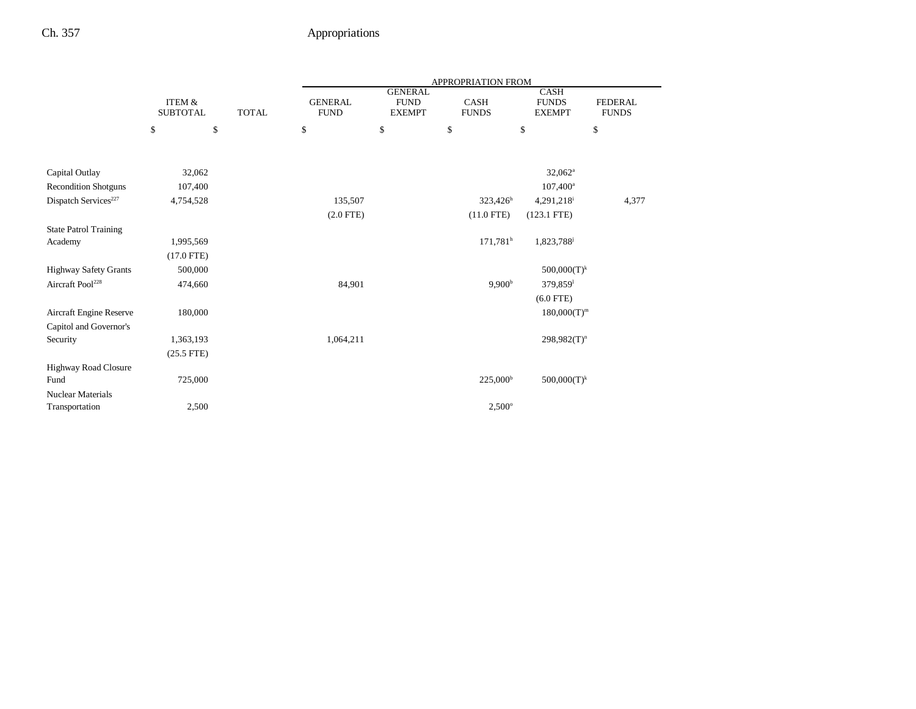| | ITEM & SUBTOTAL | TOTAL | APPROPRIATION FROM GENERAL FUND | GENERAL FUND EXEMPT | CASH FUNDS | CASH FUNDS EXEMPT | FEDERAL FUNDS |
|---|---|---|---|---|---|---|---|
| | $ | $ | $ | $ | $ | $ | $ |
| Capital Outlay | 32,062 | | | | | 32,062[a] | |
| Recondition Shotguns | 107,400 | | | | | 107,400[a] | |
| Dispatch Services[227] | 4,754,528 | | 135,507 | | 323,426[h] | 4,291,218[i] | 4,377 |
| | | | (2.0 FTE) | | (11.0 FTE) | (123.1 FTE) | |
| State Patrol Training Academy | 1,995,569 | | | | 171,781[h] | 1,823,788[j] | |
| | (17.0 FTE) | | | | | | |
| Highway Safety Grants | 500,000 | | | | | 500,000(T)[k] | |
| Aircraft Pool[228] | 474,660 | | 84,901 | | 9,900[b] | 379,859[l] | |
| | | | | | | (6.0 FTE) | |
| Aircraft Engine Reserve | 180,000 | | | | | 180,000(T)[m] | |
| Capitol and Governor's Security | 1,363,193 | | 1,064,211 | | | 298,982(T)[n] | |
| | (25.5 FTE) | | | | | | |
| Highway Road Closure Fund | 725,000 | | | | 225,000[b] | 500,000(T)[k] | |
| Nuclear Materials Transportation | 2,500 | | | | 2,500[o] | | |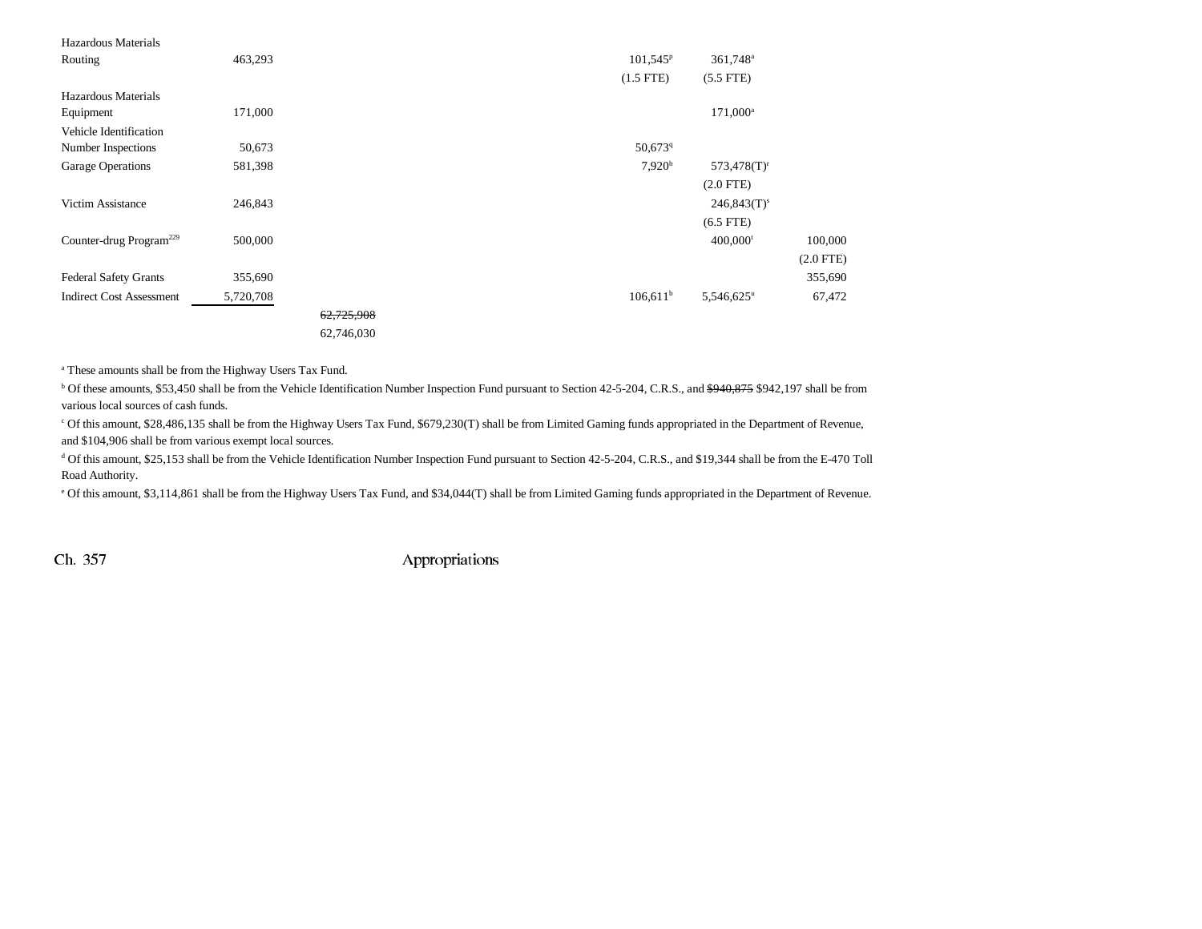| | | | | | | |
|---|---|---|---|---|---|---|
| Hazardous Materials Routing | 463,293 | | | 101,545[p] | 361,748[a] | |
| | | | | (1.5 FTE) | (5.5 FTE) | |
| Hazardous Materials Equipment | 171,000 | | | | 171,000[a] | |
| Vehicle Identification Number Inspections | 50,673 | | | 50,673[q] | | |
| Garage Operations | 581,398 | | | 7,920[b] | 573,478(T)[r] | |
| | | | | | (2.0 FTE) | |
| Victim Assistance | 246,843 | | | | 246,843(T)[s] | |
| | | | | | (6.5 FTE) | |
| Counter-drug Program[229] | 500,000 | | | | 400,000[t] | 100,000 |
| | | | | | | (2.0 FTE) |
| Federal Safety Grants | 355,690 | | | | | 355,690 |
| Indirect Cost Assessment | 5,720,708 | | | 106,611[b] | 5,546,625[u] | 67,472 |
| | | ~~62,725,908~~ | | | | |
| | | 62,746,030 | | | | |

[a] These amounts shall be from the Highway Users Tax Fund.

[b] Of these amounts, $53,450 shall be from the Vehicle Identification Number Inspection Fund pursuant to Section 42-5-204, C.R.S., and ~~$940,875~~ $942,197 shall be from various local sources of cash funds.

[c] Of this amount, $28,486,135 shall be from the Highway Users Tax Fund, $679,230(T) shall be from Limited Gaming funds appropriated in the Department of Revenue, and $104,906 shall be from various exempt local sources.

[d] Of this amount, $25,153 shall be from the Vehicle Identification Number Inspection Fund pursuant to Section 42-5-204, C.R.S., and $19,344 shall be from the E-470 Toll Road Authority.

[e] Of this amount, $3,114,861 shall be from the Highway Users Tax Fund, and $34,044(T) shall be from Limited Gaming funds appropriated in the Department of Revenue.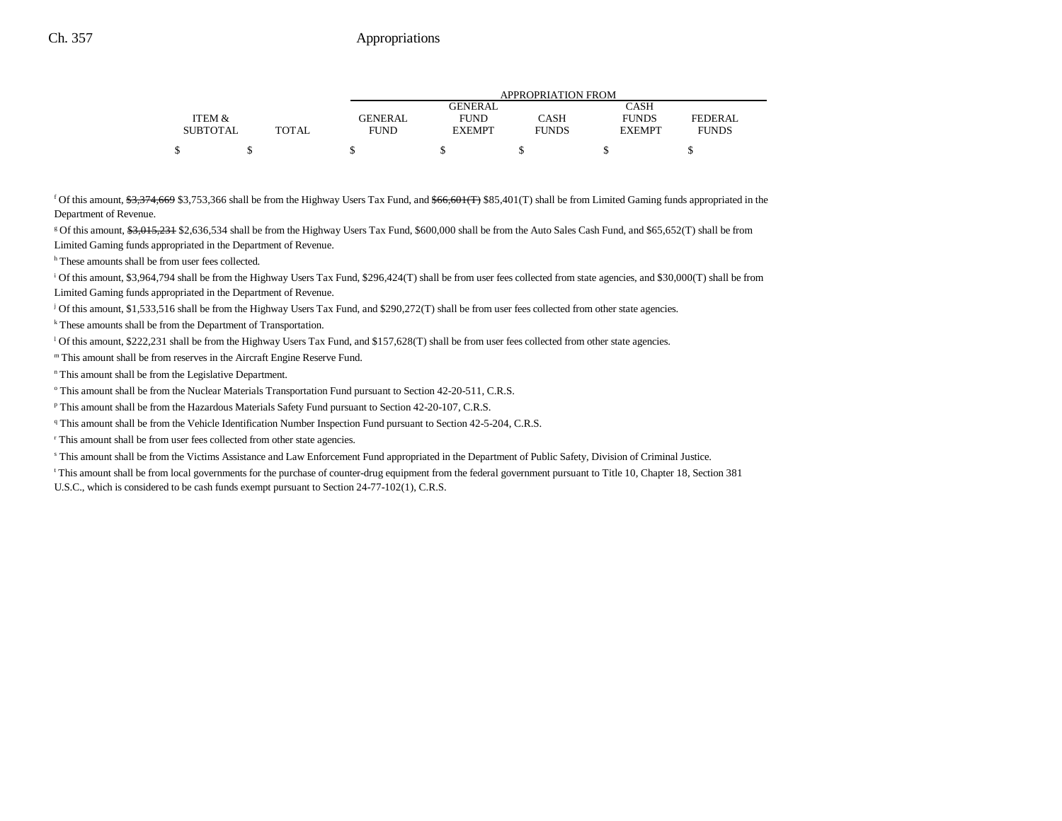| ITEM & SUBTOTAL | TOTAL | APPROPRIATION FROM GENERAL FUND | GENERAL FUND EXEMPT | CASH FUNDS | CASH FUNDS EXEMPT | FEDERAL FUNDS |
|---|---|---|---|---|---|---|
| $ | $ | $ | $ | $ | $ | $ |

[f] Of this amount, ~~$3,374,669~~ $3,753,366 shall be from the Highway Users Tax Fund, and ~~$66,601(T)~~ $85,401(T) shall be from Limited Gaming funds appropriated in the Department of Revenue.

[g] Of this amount, ~~$3,015,231~~ $2,636,534 shall be from the Highway Users Tax Fund, $600,000 shall be from the Auto Sales Cash Fund, and $65,652(T) shall be from Limited Gaming funds appropriated in the Department of Revenue.

[h] These amounts shall be from user fees collected.

[i] Of this amount, $3,964,794 shall be from the Highway Users Tax Fund, $296,424(T) shall be from user fees collected from state agencies, and $30,000(T) shall be from Limited Gaming funds appropriated in the Department of Revenue.

[j] Of this amount, $1,533,516 shall be from the Highway Users Tax Fund, and $290,272(T) shall be from user fees collected from other state agencies.

[k] These amounts shall be from the Department of Transportation.

[l] Of this amount, $222,231 shall be from the Highway Users Tax Fund, and $157,628(T) shall be from user fees collected from other state agencies.

[m] This amount shall be from reserves in the Aircraft Engine Reserve Fund.

[n] This amount shall be from the Legislative Department.

[o] This amount shall be from the Nuclear Materials Transportation Fund pursuant to Section 42-20-511, C.R.S.

[p] This amount shall be from the Hazardous Materials Safety Fund pursuant to Section 42-20-107, C.R.S.

[q] This amount shall be from the Vehicle Identification Number Inspection Fund pursuant to Section 42-5-204, C.R.S.

[r] This amount shall be from user fees collected from other state agencies.

[s] This amount shall be from the Victims Assistance and Law Enforcement Fund appropriated in the Department of Public Safety, Division of Criminal Justice.

[t] This amount shall be from local governments for the purchase of counter-drug equipment from the federal government pursuant to Title 10, Chapter 18, Section 381 U.S.C., which is considered to be cash funds exempt pursuant to Section 24-77-102(1), C.R.S.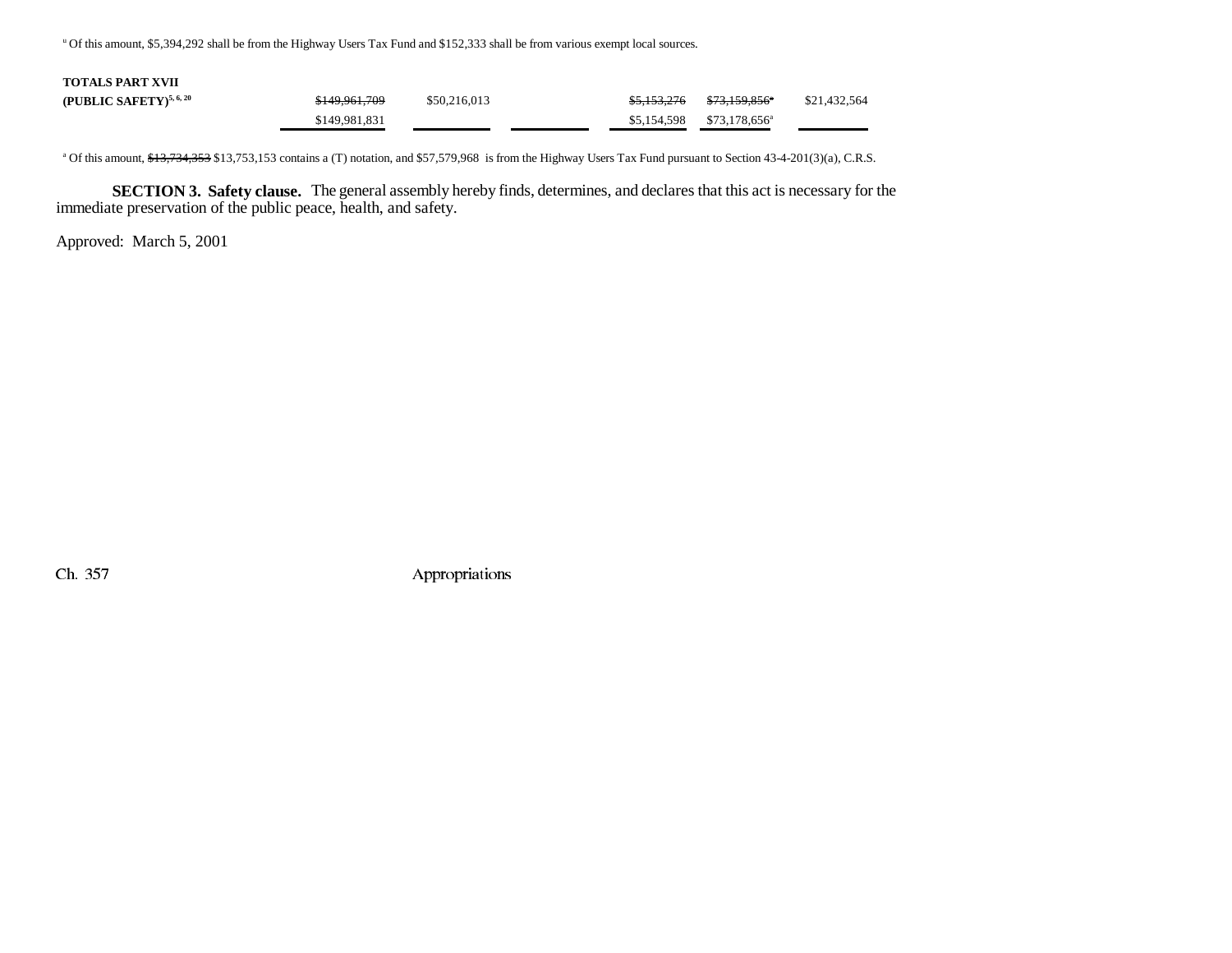[u] Of this amount, $5,394,292 shall be from the Highway Users Tax Fund and $152,333 shall be from various exempt local sources.

| | | | | | | |
|---|---|---|---|---|---|---|
| **TOTALS PART XVII (PUBLIC SAFETY)**[5, 6, 20] | ~~$149,961,709~~ $149,981,831 | $50,216,013 | | ~~$5,153,276~~ $5,154,598 | ~~$73,159,856[a]~~ $73,178,656[a] | $21,432,564 |

[a] Of this amount, ~~$13,734,353~~ $13,753,153 contains a (T) notation, and $57,579,968 is from the Highway Users Tax Fund pursuant to Section 43-4-201(3)(a), C.R.S.

**SECTION 3. Safety clause.** The general assembly hereby finds, determines, and declares that this act is necessary for the immediate preservation of the public peace, health, and safety.

Approved: March 5, 2001